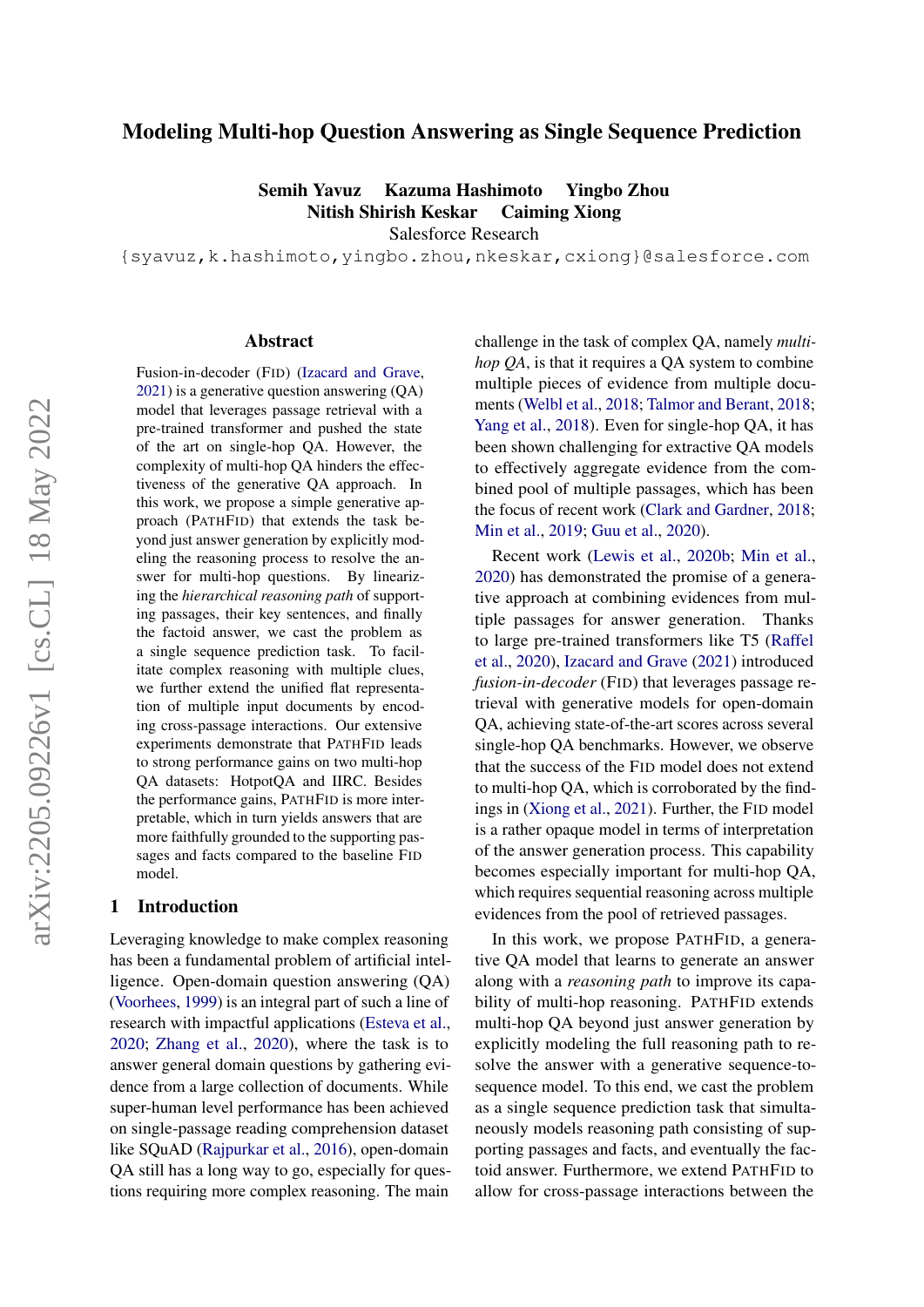# Modeling Multi-hop Question Answering as Single Sequence Prediction

**Semih Yavuz Kazuma Hashimoto Yingbo Zhou**
**Nitish Shirish Keskar Caiming Xiong**
Salesforce Research
{syavuz,k.hashimoto,yingbo.zhou,nkeskar,cxiong}@salesforce.com

## Abstract

Fusion-in-decoder (FiD) (Izacard and Grave, 2021) is a generative question answering (QA) model that leverages passage retrieval with a pre-trained transformer and pushed the state of the art on single-hop QA. However, the complexity of multi-hop QA hinders the effectiveness of the generative QA approach. In this work, we propose a simple generative approach (PathFiD) that extends the task beyond just answer generation by explicitly modeling the reasoning process to resolve the answer for multi-hop questions. By linearizing the *hierarchical reasoning path* of supporting passages, their key sentences, and finally the factoid answer, we cast the problem as a single sequence prediction task. To facilitate complex reasoning with multiple clues, we further extend the unified flat representation of multiple input documents by encoding cross-passage interactions. Our extensive experiments demonstrate that PathFiD leads to strong performance gains on two multi-hop QA datasets: HotpotQA and IIRC. Besides the performance gains, PathFiD is more interpretable, which in turn yields answers that are more faithfully grounded to the supporting passages and facts compared to the baseline FiD model.

## 1 Introduction

Leveraging knowledge to make complex reasoning has been a fundamental problem of artificial intelligence. Open-domain question answering (QA) (Voorhees, 1999) is an integral part of such a line of research with impactful applications (Esteva et al., 2020; Zhang et al., 2020), where the task is to answer general domain questions by gathering evidence from a large collection of documents. While super-human level performance has been achieved on single-passage reading comprehension dataset like SQuAD (Rajpurkar et al., 2016), open-domain QA still has a long way to go, especially for questions requiring more complex reasoning. The main challenge in the task of complex QA, namely *multi-hop QA*, is that it requires a QA system to combine multiple pieces of evidence from multiple documents (Welbl et al., 2018; Talmor and Berant, 2018; Yang et al., 2018). Even for single-hop QA, it has been shown challenging for extractive QA models to effectively aggregate evidence from the combined pool of multiple passages, which has been the focus of recent work (Clark and Gardner, 2018; Min et al., 2019; Guu et al., 2020).

Recent work (Lewis et al., 2020b; Min et al., 2020) has demonstrated the promise of a generative approach at combining evidences from multiple passages for answer generation. Thanks to large pre-trained transformers like T5 (Raffel et al., 2020), Izacard and Grave (2021) introduced *fusion-in-decoder* (FiD) that leverages passage retrieval with generative models for open-domain QA, achieving state-of-the-art scores across several single-hop QA benchmarks. However, we observe that the success of the FiD model does not extend to multi-hop QA, which is corroborated by the findings in (Xiong et al., 2021). Further, the FiD model is a rather opaque model in terms of interpretation of the answer generation process. This capability becomes especially important for multi-hop QA, which requires sequential reasoning across multiple evidences from the pool of retrieved passages.

In this work, we propose PathFiD, a generative QA model that learns to generate an answer along with a *reasoning path* to improve its capability of multi-hop reasoning. PathFiD extends multi-hop QA beyond just answer generation by explicitly modeling the full reasoning path to resolve the answer with a generative sequence-to-sequence model. To this end, we cast the problem as a single sequence prediction task that simultaneously models reasoning path consisting of supporting passages and facts, and eventually the factoid answer. Furthermore, we extend PathFiD to allow for cross-passage interactions between the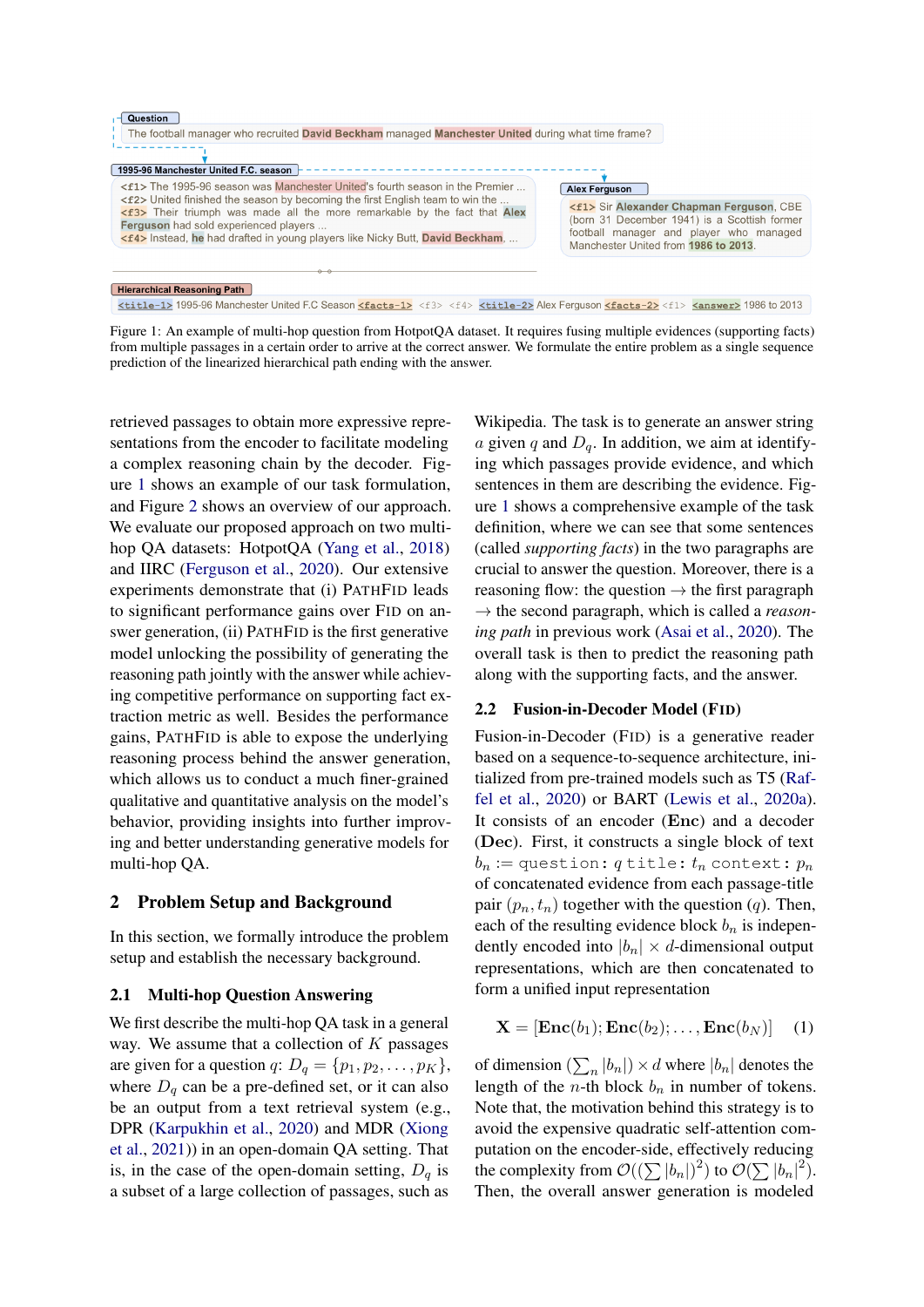Question

The football manager who recruited David Beckham managed Manchester United during what time frame?

1995-96 Manchester United F.C. season

<f1> The 1995-96 season was Manchester United's fourth season in the Premier ...
<f2> United finished the season by becoming the first English team to win the ...
<f3> Their triumph was made all the more remarkable by the fact that Alex Ferguson had sold experienced players ...
<f4> Instead, he had drafted in young players like Nicky Butt, David Beckham, ...

Alex Ferguson

<f1> Sir Alexander Chapman Ferguson, CBE (born 31 December 1941) is a Scottish former football manager and player who managed Manchester United from 1986 to 2013.

Hierarchical Reasoning Path

<title-1> 1995-96 Manchester United F.C Season <facts-1> <f3> <f4> <title-2> Alex Ferguson <facts-2> <f1> <answer> 1986 to 2013

Figure 1: An example of multi-hop question from HotpotQA dataset. It requires fusing multiple evidences (supporting facts) from multiple passages in a certain order to arrive at the correct answer. We formulate the entire problem as a single sequence prediction of the linearized hierarchical path ending with the answer.

retrieved passages to obtain more expressive representations from the encoder to facilitate modeling a complex reasoning chain by the decoder. Figure 1 shows an example of our task formulation, and Figure 2 shows an overview of our approach. We evaluate our proposed approach on two multi-hop QA datasets: HotpotQA (Yang et al., 2018) and IIRC (Ferguson et al., 2020). Our extensive experiments demonstrate that (i) PATHFID leads to significant performance gains over FID on answer generation, (ii) PATHFID is the first generative model unlocking the possibility of generating the reasoning path jointly with the answer while achieving competitive performance on supporting fact extraction metric as well. Besides the performance gains, PATHFID is able to expose the underlying reasoning process behind the answer generation, which allows us to conduct a much finer-grained qualitative and quantitative analysis on the model's behavior, providing insights into further improving and better understanding generative models for multi-hop QA.

## 2 Problem Setup and Background

In this section, we formally introduce the problem setup and establish the necessary background.

### 2.1 Multi-hop Question Answering

We first describe the multi-hop QA task in a general way. We assume that a collection of $K$ passages are given for a question $q$: $D_q = \{p_1, p_2, \dots, p_K\}$, where $D_q$ can be a pre-defined set, or it can also be an output from a text retrieval system (e.g., DPR (Karpukhin et al., 2020) and MDR (Xiong et al., 2021)) in an open-domain QA setting. That is, in the case of the open-domain setting, $D_q$ is a subset of a large collection of passages, such as Wikipedia. The task is to generate an answer string $a$ given $q$ and $D_q$. In addition, we aim at identifying which passages provide evidence, and which sentences in them are describing the evidence. Figure 1 shows a comprehensive example of the task definition, where we can see that some sentences (called *supporting facts*) in the two paragraphs are crucial to answer the question. Moreover, there is a reasoning flow: the question $\rightarrow$ the first paragraph $\rightarrow$ the second paragraph, which is called a *reasoning path* in previous work (Asai et al., 2020). The overall task is then to predict the reasoning path along with the supporting facts, and the answer.

### 2.2 Fusion-in-Decoder Model (FID)

Fusion-in-Decoder (FID) is a generative reader based on a sequence-to-sequence architecture, initialized from pre-trained models such as T5 (Raffel et al., 2020) or BART (Lewis et al., 2020a). It consists of an encoder (**Enc**) and a decoder (**Dec**). First, it constructs a single block of text $b_n :=$ `question:` $q$ `title:` $t_n$ `context:` $p_n$ of concatenated evidence from each passage-title pair $(p_n, t_n)$ together with the question ($q$). Then, each of the resulting evidence block $b_n$ is independently encoded into $|b_n| \times d$-dimensional output representations, which are then concatenated to form a unified input representation

$$\mathbf{X} = [\mathbf{Enc}(b_1); \mathbf{Enc}(b_2); \dots, \mathbf{Enc}(b_N)] \quad (1)$$

of dimension $(\sum_n |b_n|) \times d$ where $|b_n|$ denotes the length of the $n$-th block $b_n$ in number of tokens. Note that, the motivation behind this strategy is to avoid the expensive quadratic self-attention computation on the encoder-side, effectively reducing the complexity from $\mathcal{O}((\sum |b_n|)^2)$ to $\mathcal{O}(\sum |b_n|^2)$. Then, the overall answer generation is modeled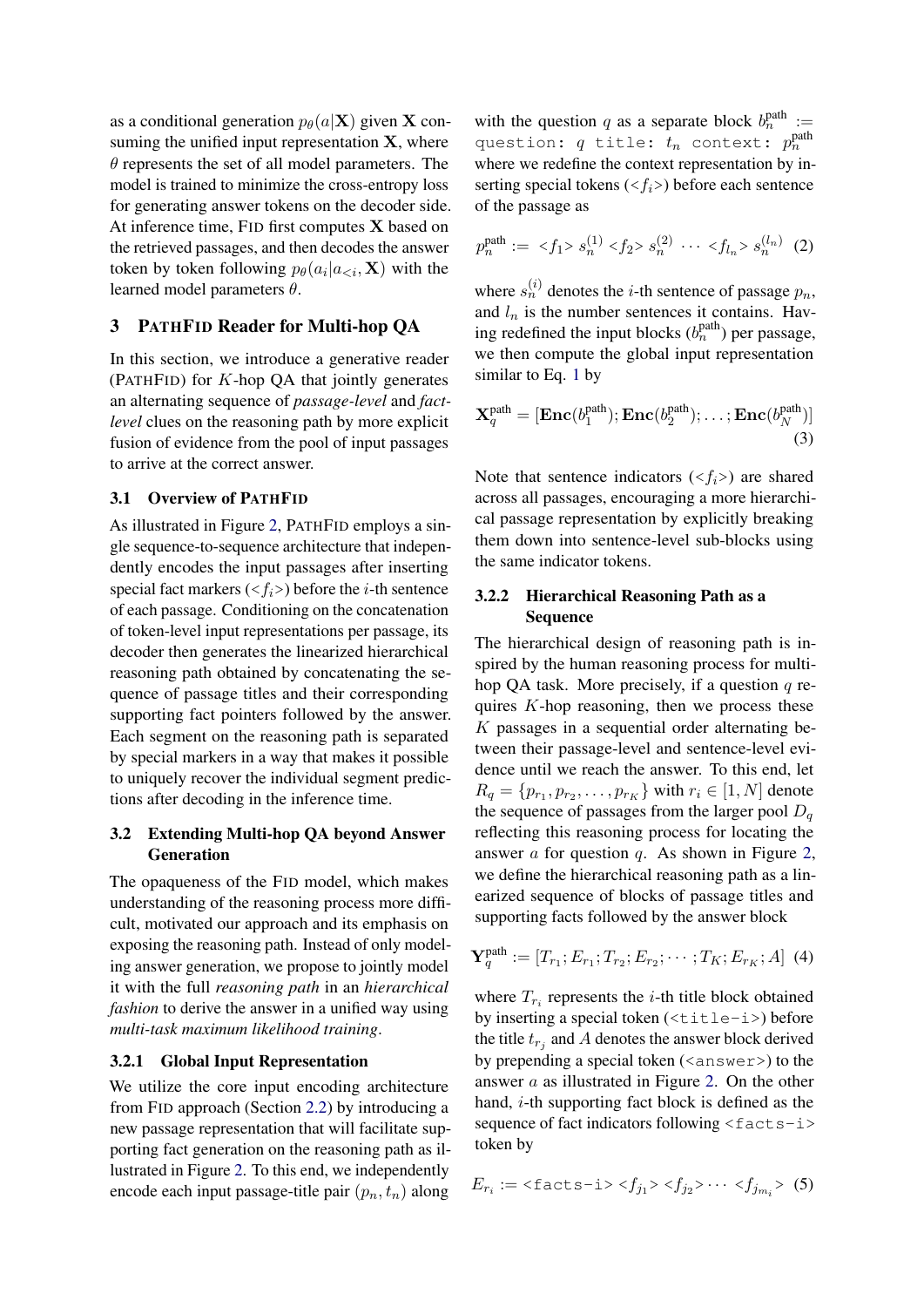as a conditional generation $p_\theta(a|\mathbf{X})$ given $\mathbf{X}$ consuming the unified input representation $\mathbf{X}$, where $\theta$ represents the set of all model parameters. The model is trained to minimize the cross-entropy loss for generating answer tokens on the decoder side. At inference time, FiD first computes $\mathbf{X}$ based on the retrieved passages, and then decodes the answer token by token following $p_\theta(a_i|a_{<i}, \mathbf{X})$ with the learned model parameters $\theta$.

## 3 PATHFID Reader for Multi-hop QA

In this section, we introduce a generative reader (PATHFID) for $K$-hop QA that jointly generates an alternating sequence of *passage-level* and *fact-level* clues on the reasoning path by more explicit fusion of evidence from the pool of input passages to arrive at the correct answer.

### 3.1 Overview of PATHFID

As illustrated in Figure 2, PATHFID employs a single sequence-to-sequence architecture that independently encodes the input passages after inserting special fact markers ($<f_i>$) before the $i$-th sentence of each passage. Conditioning on the concatenation of token-level input representations per passage, its decoder then generates the linearized hierarchical reasoning path obtained by concatenating the sequence of passage titles and their corresponding supporting fact pointers followed by the answer. Each segment on the reasoning path is separated by special markers in a way that makes it possible to uniquely recover the individual segment predictions after decoding in the inference time.

### 3.2 Extending Multi-hop QA beyond Answer Generation

The opaqueness of the FiD model, which makes understanding of the reasoning process more difficult, motivated our approach and its emphasis on exposing the reasoning path. Instead of only modeling answer generation, we propose to jointly model it with the full *reasoning path* in an *hierarchical fashion* to derive the answer in a unified way using *multi-task maximum likelihood training*.

#### 3.2.1 Global Input Representation

We utilize the core input encoding architecture from FiD approach (Section 2.2) by introducing a new passage representation that will facilitate supporting fact generation on the reasoning path as illustrated in Figure 2. To this end, we independently encode each input passage-title pair $(p_n, t_n)$ along with the question $q$ as a separate block $b_n^{\text{path}} :=$ `question:` $q$ `title:` $t_n$ `context:` $p_n^{\text{path}}$ where we redefine the context representation by inserting special tokens ($<f_i>$) before each sentence of the passage as

$$p_n^{\text{path}} := \ <f_1> s_n^{(1)} <f_2> s_n^{(2)} \cdots <f_{l_n}> s_n^{(l_n)} \quad (2)$$

where $s_n^{(i)}$ denotes the $i$-th sentence of passage $p_n$, and $l_n$ is the number sentences it contains. Having redefined the input blocks ($b_n^{\text{path}}$) per passage, we then compute the global input representation similar to Eq. 1 by

$$\mathbf{X}_q^{\text{path}} = [\mathbf{Enc}(b_1^{\text{path}}); \mathbf{Enc}(b_2^{\text{path}}); \ldots; \mathbf{Enc}(b_N^{\text{path}})] \quad (3)$$

Note that sentence indicators ($<f_i>$) are shared across all passages, encouraging a more hierarchical passage representation by explicitly breaking them down into sentence-level sub-blocks using the same indicator tokens.

#### 3.2.2 Hierarchical Reasoning Path as a Sequence

The hierarchical design of reasoning path is inspired by the human reasoning process for multi-hop QA task. More precisely, if a question $q$ requires $K$-hop reasoning, then we process these $K$ passages in a sequential order alternating between their passage-level and sentence-level evidence until we reach the answer. To this end, let $R_q = \{p_{r_1}, p_{r_2}, \ldots, p_{r_K}\}$ with $r_i \in [1, N]$ denote the sequence of passages from the larger pool $D_q$ reflecting this reasoning process for locating the answer $a$ for question $q$. As shown in Figure 2, we define the hierarchical reasoning path as a linearized sequence of blocks of passage titles and supporting facts followed by the answer block

$$\mathbf{Y}_q^{\text{path}} := [T_{r_1}; E_{r_1}; T_{r_2}; E_{r_2}; \cdots; T_K; E_{r_K}; A] \quad (4)$$

where $T_{r_i}$ represents the $i$-th title block obtained by inserting a special token (`<title-i>`) before the title $t_{r_j}$ and $A$ denotes the answer block derived by prepending a special token (`<answer>`) to the answer $a$ as illustrated in Figure 2. On the other hand, $i$-th supporting fact block is defined as the sequence of fact indicators following `<facts-i>` token by

$$E_{r_i} := \texttt{<facts-i>} <f_{j_1}> <f_{j_2}> \cdots <f_{j_{m_i}}> \quad (5)$$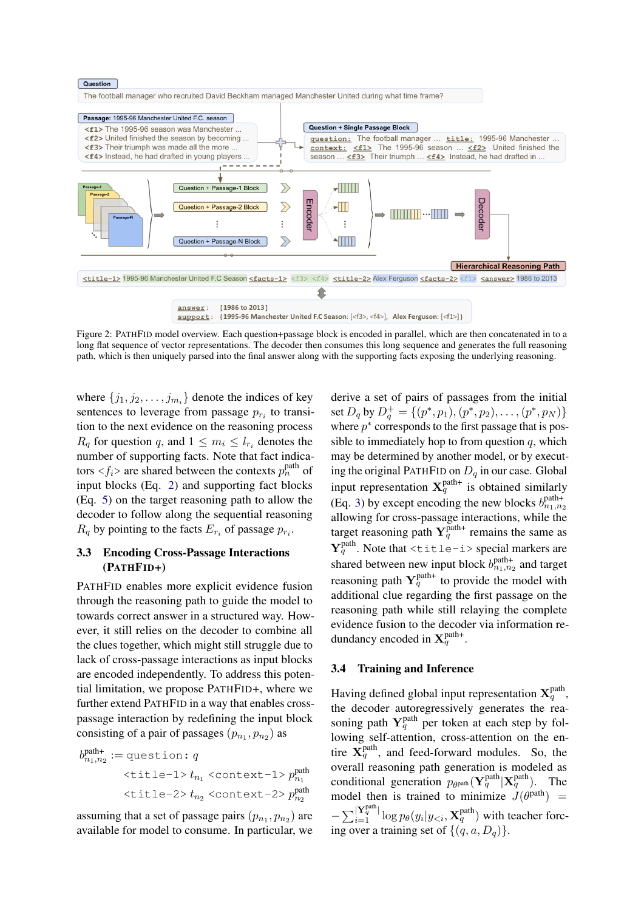Figure 2: PATHFID model overview. Each question+passage block is encoded in parallel, which are then concatenated in to a long flat sequence of vector representations. The decoder then consumes this long sequence and generates the full reasoning path, which is then uniquely parsed into the final answer along with the supporting facts exposing the underlying reasoning.

where $\{j_1, j_2, \ldots, j_{m_i}\}$ denote the indices of key sentences to leverage from passage $p_{r_i}$ to transition to the next evidence on the reasoning process $R_q$ for question $q$, and $1 \leq m_i \leq l_{r_i}$ denotes the number of supporting facts. Note that fact indicators $<f_i>$ are shared between the contexts $p_n^{\text{path}}$ of input blocks (Eq. 2) and supporting fact blocks (Eq. 5) on the target reasoning path to allow the decoder to follow along the sequential reasoning $R_q$ by pointing to the facts $E_{r_i}$ of passage $p_{r_i}$.

### 3.3 Encoding Cross-Passage Interactions (PATHFID+)

PATHFID enables more explicit evidence fusion through the reasoning path to guide the model to towards correct answer in a structured way. However, it still relies on the decoder to combine all the clues together, which might still struggle due to lack of cross-passage interactions as input blocks are encoded independently. To address this potential limitation, we propose PATHFID+, where we further extend PATHFID in a way that enables cross-passage interaction by redefining the input block consisting of a pair of passages $(p_{n_1}, p_{n_2})$ as

$$
\begin{aligned}
b_{n_1,n_2}^{\text{path+}} := \; & \texttt{question:}\ q \\
& \texttt{<title-1>}\ t_{n_1}\ \texttt{<context-1>}\ p_{n_1}^{\text{path}} \\
& \texttt{<title-2>}\ t_{n_2}\ \texttt{<context-2>}\ p_{n_2}^{\text{path}}
\end{aligned}
$$

assuming that a set of passage pairs $(p_{n_1}, p_{n_2})$ are available for model to consume. In particular, we derive a set of pairs of passages from the initial set $D_q$ by $D_q^+ = \{(p^*, p_1), (p^*, p_2), \ldots, (p^*, p_N)\}$ where $p^*$ corresponds to the first passage that is possible to immediately hop to from question $q$, which may be determined by another model, or by executing the original PATHFID on $D_q$ in our case. Global input representation $\mathbf{X}_q^{\text{path+}}$ is obtained similarly (Eq. 3) by except encoding the new blocks $b_{n_1,n_2}^{\text{path+}}$ allowing for cross-passage interactions, while the target reasoning path $\mathbf{Y}_q^{\text{path+}}$ remains the same as $\mathbf{Y}_q^{\text{path}}$. Note that `<title-i>` special markers are shared between new input block $b_{n_1,n_2}^{\text{path+}}$ and target reasoning path $\mathbf{Y}_q^{\text{path+}}$ to provide the model with additional clue regarding the first passage on the reasoning path while still relaying the complete evidence fusion to the decoder via information redundancy encoded in $\mathbf{X}_q^{\text{path+}}$.

### 3.4 Training and Inference

Having defined global input representation $\mathbf{X}_q^{\text{path}}$, the decoder autoregressively generates the reasoning path $\mathbf{Y}_q^{\text{path}}$ per token at each step by following self-attention, cross-attention on the entire $\mathbf{X}_q^{\text{path}}$, and feed-forward modules. So, the overall reasoning path generation is modeled as conditional generation $p_{\theta^{\text{path}}}(\mathbf{Y}_q^{\text{path}}|\mathbf{X}_q^{\text{path}})$. The model then is trained to minimize $J(\theta^{\text{path}}) = -\sum_{i=1}^{|\mathbf{Y}_q^{\text{path}}|} \log p_\theta(y_i|y_{<i}, \mathbf{X}_q^{\text{path}})$ with teacher forcing over a training set of $\{(q, a, D_q)\}$.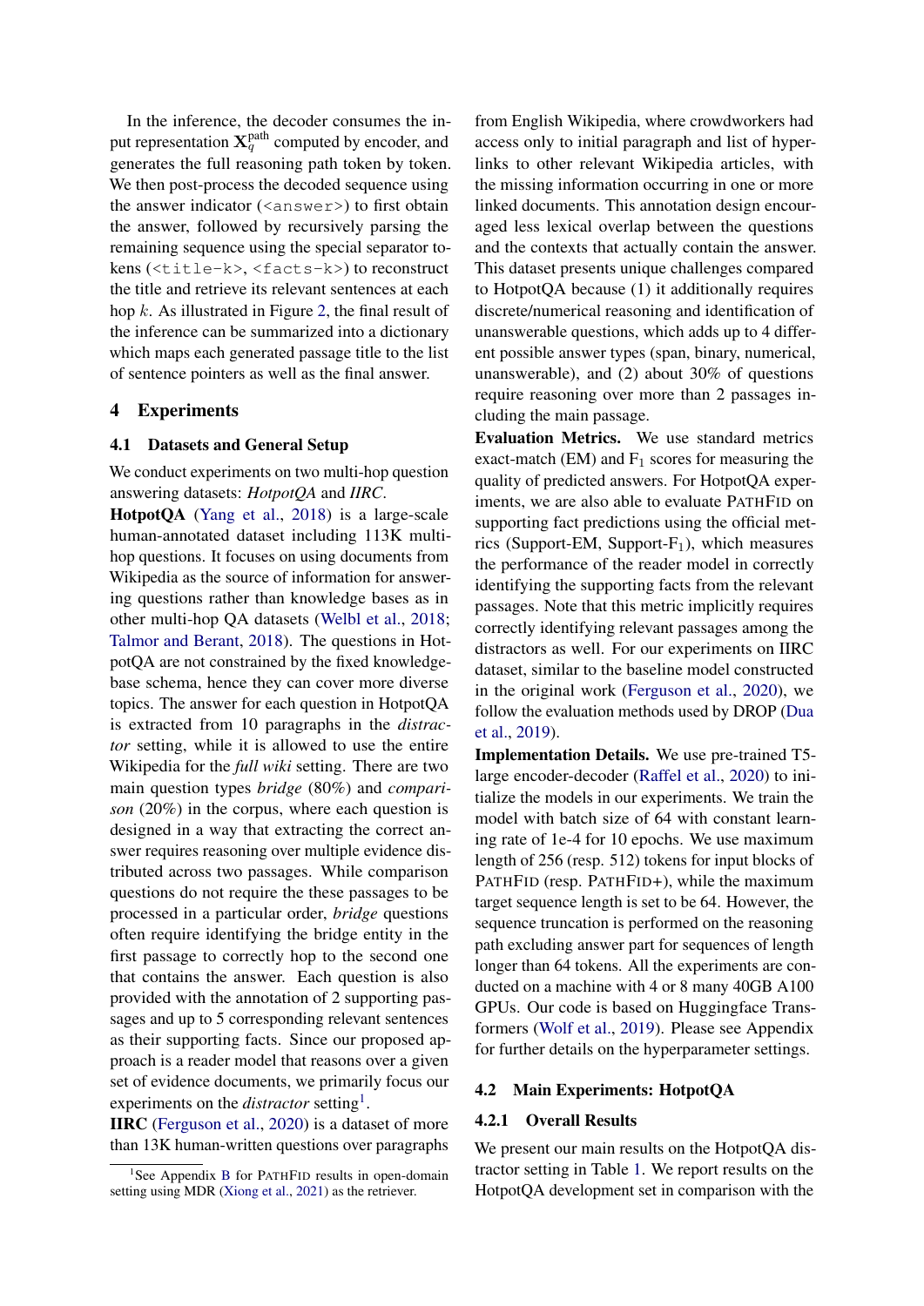In the inference, the decoder consumes the input representation $\mathbf{X}_q^{\text{path}}$ computed by encoder, and generates the full reasoning path token by token. We then post-process the decoded sequence using the answer indicator (`<answer>`) to first obtain the answer, followed by recursively parsing the remaining sequence using the special separator tokens (`<title-k>`, `<facts-k>`) to reconstruct the title and retrieve its relevant sentences at each hop $k$. As illustrated in Figure 2, the final result of the inference can be summarized into a dictionary which maps each generated passage title to the list of sentence pointers as well as the final answer.

## 4 Experiments

### 4.1 Datasets and General Setup

We conduct experiments on two multi-hop question answering datasets: *HotpotQA* and *IIRC*.

**HotpotQA** (Yang et al., 2018) is a large-scale human-annotated dataset including 113K multi-hop questions. It focuses on using documents from Wikipedia as the source of information for answering questions rather than knowledge bases as in other multi-hop QA datasets (Welbl et al., 2018; Talmor and Berant, 2018). The questions in HotpotQA are not constrained by the fixed knowledge-base schema, hence they can cover more diverse topics. The answer for each question in HotpotQA is extracted from 10 paragraphs in the *distractor* setting, while it is allowed to use the entire Wikipedia for the *full wiki* setting. There are two main question types *bridge* (80%) and *comparison* (20%) in the corpus, where each question is designed in a way that extracting the correct answer requires reasoning over multiple evidence distributed across two passages. While comparison questions do not require the these passages to be processed in a particular order, *bridge* questions often require identifying the bridge entity in the first passage to correctly hop to the second one that contains the answer. Each question is also provided with the annotation of 2 supporting passages and up to 5 corresponding relevant sentences as their supporting facts. Since our proposed approach is a reader model that reasons over a given set of evidence documents, we primarily focus our experiments on the *distractor* setting[1].

**IIRC** (Ferguson et al., 2020) is a dataset of more than 13K human-written questions over paragraphs from English Wikipedia, where crowdworkers had access only to initial paragraph and list of hyperlinks to other relevant Wikipedia articles, with the missing information occurring in one or more linked documents. This annotation design encouraged less lexical overlap between the questions and the contexts that actually contain the answer. This dataset presents unique challenges compared to HotpotQA because (1) it additionally requires discrete/numerical reasoning and identification of unanswerable questions, which adds up to 4 different possible answer types (span, binary, numerical, unanswerable), and (2) about 30% of questions require reasoning over more than 2 passages including the main passage.

**Evaluation Metrics.** We use standard metrics exact-match (EM) and $\text{F}_1$ scores for measuring the quality of predicted answers. For HotpotQA experiments, we are also able to evaluate PATHFID on supporting fact predictions using the official metrics (Support-EM, Support-$\text{F}_1$), which measures the performance of the reader model in correctly identifying the supporting facts from the relevant passages. Note that this metric implicitly requires correctly identifying relevant passages among the distractors as well. For our experiments on IIRC dataset, similar to the baseline model constructed in the original work (Ferguson et al., 2020), we follow the evaluation methods used by DROP (Dua et al., 2019).

**Implementation Details.** We use pre-trained T5-large encoder-decoder (Raffel et al., 2020) to initialize the models in our experiments. We train the model with batch size of 64 with constant learning rate of 1e-4 for 10 epochs. We use maximum length of 256 (resp. 512) tokens for input blocks of PATHFID (resp. PATHFID+), while the maximum target sequence length is set to be 64. However, the sequence truncation is performed on the reasoning path excluding answer part for sequences of length longer than 64 tokens. All the experiments are conducted on a machine with 4 or 8 many 40GB A100 GPUs. Our code is based on Huggingface Transformers (Wolf et al., 2019). Please see Appendix for further details on the hyperparameter settings.

### 4.2 Main Experiments: HotpotQA

#### 4.2.1 Overall Results

We present our main results on the HotpotQA distractor setting in Table 1. We report results on the HotpotQA development set in comparison with the

[1] See Appendix B for PATHFID results in open-domain setting using MDR (Xiong et al., 2021) as the retriever.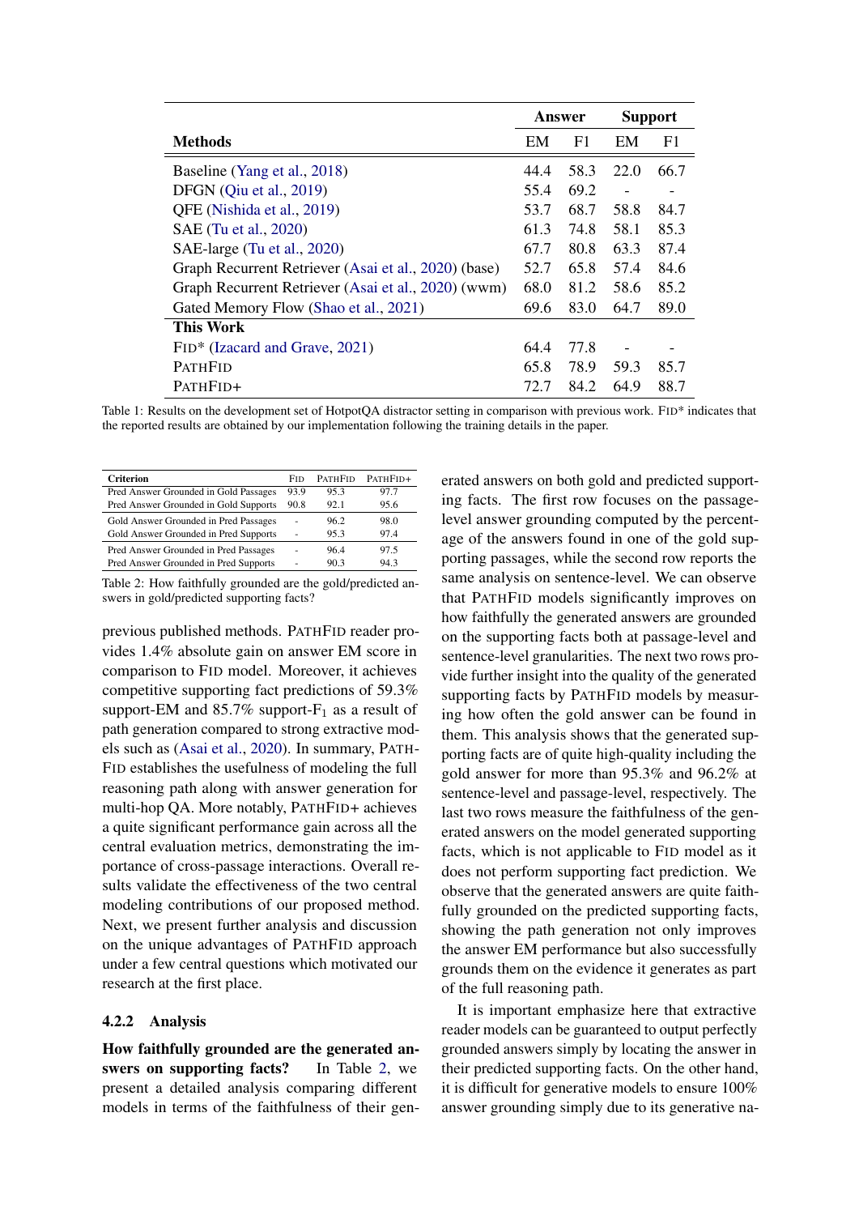| Methods | Answer | | Support | |
|---|---|---|---|---|
| | EM | F1 | EM | F1 |
| Baseline (Yang et al., 2018) | 44.4 | 58.3 | 22.0 | 66.7 |
| DFGN (Qiu et al., 2019) | 55.4 | 69.2 | - | - |
| QFE (Nishida et al., 2019) | 53.7 | 68.7 | 58.8 | 84.7 |
| SAE (Tu et al., 2020) | 61.3 | 74.8 | 58.1 | 85.3 |
| SAE-large (Tu et al., 2020) | 67.7 | 80.8 | 63.3 | 87.4 |
| Graph Recurrent Retriever (Asai et al., 2020) (base) | 52.7 | 65.8 | 57.4 | 84.6 |
| Graph Recurrent Retriever (Asai et al., 2020) (wwm) | 68.0 | 81.2 | 58.6 | 85.2 |
| Gated Memory Flow (Shao et al., 2021) | 69.6 | 83.0 | 64.7 | 89.0 |
| **This Work** | | | | |
| FID* (Izacard and Grave, 2021) | 64.4 | 77.8 | - | - |
| PATHFID | 65.8 | 78.9 | 59.3 | 85.7 |
| PATHFID+ | 72.7 | 84.2 | 64.9 | 88.7 |

Table 1: Results on the development set of HotpotQA distractor setting in comparison with previous work. FID* indicates that the reported results are obtained by our implementation following the training details in the paper.

| Criterion | FID | PATHFID | PATHFID+ |
|---|---|---|---|
| Pred Answer Grounded in Gold Passages | 93.9 | 95.3 | 97.7 |
| Pred Answer Grounded in Gold Supports | 90.8 | 92.1 | 95.6 |
| Gold Answer Grounded in Pred Passages | - | 96.2 | 98.0 |
| Gold Answer Grounded in Pred Supports | - | 95.3 | 97.4 |
| Pred Answer Grounded in Pred Passages | - | 96.4 | 97.5 |
| Pred Answer Grounded in Pred Supports | - | 90.3 | 94.3 |

Table 2: How faithfully grounded are the gold/predicted answers in gold/predicted supporting facts?

previous published methods. PATHFID reader provides 1.4% absolute gain on answer EM score in comparison to FID model. Moreover, it achieves competitive supporting fact predictions of 59.3% support-EM and 85.7% support-$F_1$ as a result of path generation compared to strong extractive models such as (Asai et al., 2020). In summary, PATHFID establishes the usefulness of modeling the full reasoning path along with answer generation for multi-hop QA. More notably, PATHFID+ achieves a quite significant performance gain across all the central evaluation metrics, demonstrating the importance of cross-passage interactions. Overall results validate the effectiveness of the two central modeling contributions of our proposed method. Next, we present further analysis and discussion on the unique advantages of PATHFID approach under a few central questions which motivated our research at the first place.

### 4.2.2 Analysis

**How faithfully grounded are the generated answers on supporting facts?** In Table 2, we present a detailed analysis comparing different models in terms of the faithfulness of their generated answers on both gold and predicted supporting facts. The first row focuses on the passage-level answer grounding computed by the percentage of the answers found in one of the gold supporting passages, while the second row reports the same analysis on sentence-level. We can observe that PATHFID models significantly improves on how faithfully the generated answers are grounded on the supporting facts both at passage-level and sentence-level granularities. The next two rows provide further insight into the quality of the generated supporting facts by PATHFID models by measuring how often the gold answer can be found in them. This analysis shows that the generated supporting facts are of quite high-quality including the gold answer for more than 95.3% and 96.2% at sentence-level and passage-level, respectively. The last two rows measure the faithfulness of the generated answers on the model generated supporting facts, which is not applicable to FID model as it does not perform supporting fact prediction. We observe that the generated answers are quite faithfully grounded on the predicted supporting facts, showing the path generation not only improves the answer EM performance but also successfully grounds them on the evidence it generates as part of the full reasoning path.

It is important emphasize here that extractive reader models can be guaranteed to output perfectly grounded answers simply by locating the answer in their predicted supporting facts. On the other hand, it is difficult for generative models to ensure 100% answer grounding simply due to its generative na-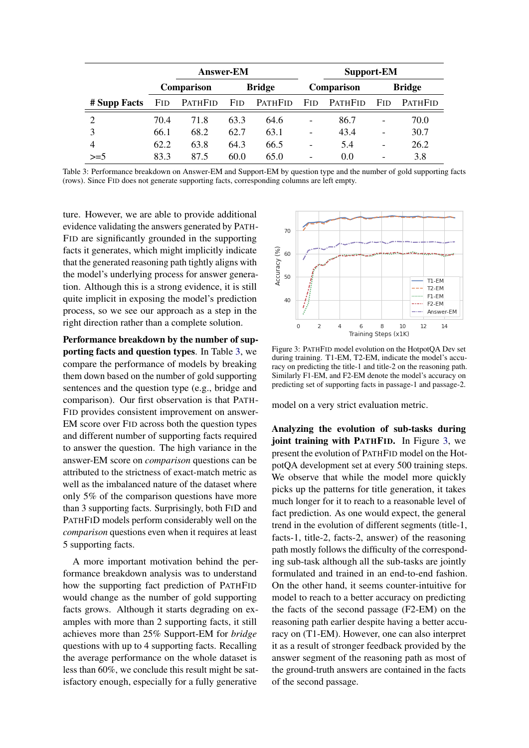| # Supp Facts | Answer-EM | | | | Support-EM | | | |
|---|---|---|---|---|---|---|---|---|
| | Comparison | | Bridge | | Comparison | | Bridge | |
| | FiD | PathFiD | FiD | PathFiD | FiD | PathFiD | FiD | PathFiD |
| 2 | 70.4 | 71.8 | 63.3 | 64.6 | - | 86.7 | - | 70.0 |
| 3 | 66.1 | 68.2 | 62.7 | 63.1 | - | 43.4 | - | 30.7 |
| 4 | 62.2 | 63.8 | 64.3 | 66.5 | - | 5.4 | - | 26.2 |
| >=5 | 83.3 | 87.5 | 60.0 | 65.0 | - | 0.0 | - | 3.8 |

Table 3: Performance breakdown on Answer-EM and Support-EM by question type and the number of gold supporting facts (rows). Since FiD does not generate supporting facts, corresponding columns are left empty.

ture. However, we are able to provide additional evidence validating the answers generated by PathFiD are significantly grounded in the supporting facts it generates, which might implicitly indicate that the generated reasoning path tightly aligns with the model's underlying process for answer generation. Although this is a strong evidence, it is still quite implicit in exposing the model's prediction process, so we see our approach as a step in the right direction rather than a complete solution.

**Performance breakdown by the number of supporting facts and question types**. In Table 3, we compare the performance of models by breaking them down based on the number of gold supporting sentences and the question type (e.g., bridge and comparison). Our first observation is that PathFiD provides consistent improvement on answer-EM score over FiD across both the question types and different number of supporting facts required to answer the question. The high variance in the answer-EM score on *comparison* questions can be attributed to the strictness of exact-match metric as well as the imbalanced nature of the dataset where only 5% of the comparison questions have more than 3 supporting facts. Surprisingly, both FiD and PathFiD models perform considerably well on the *comparison* questions even when it requires at least 5 supporting facts.

A more important motivation behind the performance breakdown analysis was to understand how the supporting fact prediction of PathFiD would change as the number of gold supporting facts grows. Although it starts degrading on examples with more than 2 supporting facts, it still achieves more than 25% Support-EM for *bridge* questions with up to 4 supporting facts. Recalling the average performance on the whole dataset is less than 60%, we conclude this result might be satisfactory enough, especially for a fully generative model on a very strict evaluation metric.

Figure 3: PathFiD model evolution on the HotpotQA Dev set during training. T1-EM, T2-EM, indicate the model's accuracy on predicting the title-1 and title-2 on the reasoning path. Similarly F1-EM, and F2-EM denote the model's accuracy on predicting set of supporting facts in passage-1 and passage-2.

**Analyzing the evolution of sub-tasks during joint training with PathFiD.** In Figure 3, we present the evolution of PathFiD model on the HotpotQA development set at every 500 training steps. We observe that while the model more quickly picks up the patterns for title generation, it takes much longer for it to reach to a reasonable level of fact prediction. As one would expect, the general trend in the evolution of different segments (title-1, facts-1, title-2, facts-2, answer) of the reasoning path mostly follows the difficulty of the corresponding sub-task although all the sub-tasks are jointly formulated and trained in an end-to-end fashion. On the other hand, it seems counter-intuitive for model to reach to a better accuracy on predicting the facts of the second passage (F2-EM) on the reasoning path earlier despite having a better accuracy on (T1-EM). However, one can also interpret it as a result of stronger feedback provided by the answer segment of the reasoning path as most of the ground-truth answers are contained in the facts of the second passage.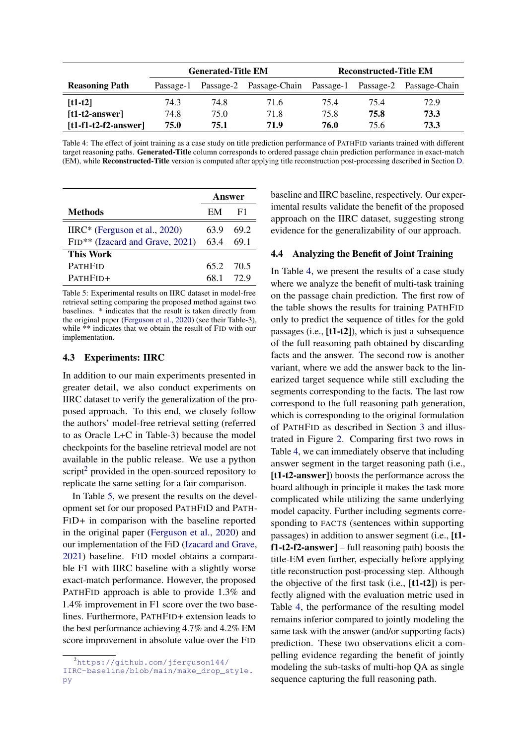| Reasoning Path | Generated-Title EM | | | Reconstructed-Title EM | | |
|---|---|---|---|---|---|---|
| | Passage-1 | Passage-2 | Passage-Chain | Passage-1 | Passage-2 | Passage-Chain |
| **[t1-t2]** | 74.3 | 74.8 | 71.6 | 75.4 | 75.4 | 72.9 |
| **[t1-t2-answer]** | 74.8 | 75.0 | 71.8 | 75.8 | **75.8** | **73.3** |
| **[t1-f1-t2-f2-answer]** | **75.0** | **75.1** | **71.9** | **76.0** | 75.6 | **73.3** |

Table 4: The effect of joint training as a case study on title prediction performance of PATHFID variants trained with different target reasoning paths. **Generated-Title** column corresponds to ordered passage chain prediction performance in exact-match (EM), while **Reconstructed-Title** version is computed after applying title reconstruction post-processing described in Section D.

| Methods | Answer | |
|---|---|---|
| | EM | F1 |
| IIRC* (Ferguson et al., 2020) | 63.9 | 69.2 |
| FID** (Izacard and Grave, 2021) | 63.4 | 69.1 |
| **This Work** | | |
| PATHFID | 65.2 | 70.5 |
| PATHFID+ | 68.1 | 72.9 |

Table 5: Experimental results on IIRC dataset in model-free retrieval setting comparing the proposed method against two baselines. * indicates that the result is taken directly from the original paper (Ferguson et al., 2020) (see their Table-3), while ** indicates that we obtain the result of FID with our implementation.

### 4.3 Experiments: IIRC

In addition to our main experiments presented in greater detail, we also conduct experiments on IIRC dataset to verify the generalization of the proposed approach. To this end, we closely follow the authors' model-free retrieval setting (referred to as Oracle L+C in Table-3) because the model checkpoints for the baseline retrieval model are not available in the public release. We use a python script[2] provided in the open-sourced repository to replicate the same setting for a fair comparison.

In Table 5, we present the results on the development set for our proposed PATHFID and PATHFID+ in comparison with the baseline reported in the original paper (Ferguson et al., 2020) and our implementation of the FiD (Izacard and Grave, 2021) baseline. FID model obtains a comparable F1 with IIRC baseline with a slightly worse exact-match performance. However, the proposed PATHFID approach is able to provide 1.3% and 1.4% improvement in F1 score over the two baselines. Furthermore, PATHFID+ extension leads to the best performance achieving 4.7% and 4.2% EM score improvement in absolute value over the FID baseline and IIRC baseline, respectively. Our experimental results validate the benefit of the proposed approach on the IIRC dataset, suggesting strong evidence for the generalizability of our approach.

### 4.4 Analyzing the Benefit of Joint Training

In Table 4, we present the results of a case study where we analyze the benefit of multi-task training on the passage chain prediction. The first row of the table shows the results for training PATHFID only to predict the sequence of titles for the gold passages (i.e., **[t1-t2]**), which is just a subsequence of the full reasoning path obtained by discarding facts and the answer. The second row is another variant, where we add the answer back to the linearized target sequence while still excluding the segments corresponding to the facts. The last row correspond to the full reasoning path generation, which is corresponding to the original formulation of PATHFID as described in Section 3 and illustrated in Figure 2. Comparing first two rows in Table 4, we can immediately observe that including answer segment in the target reasoning path (i.e., **[t1-t2-answer]**) boosts the performance across the board although in principle it makes the task more complicated while utilizing the same underlying model capacity. Further including segments corresponding to FACTS (sentences within supporting passages) in addition to answer segment (i.e., **[t1-f1-t2-f2-answer]** – full reasoning path) boosts the title-EM even further, especially before applying title reconstruction post-processing step. Although the objective of the first task (i.e., **[t1-t2]**) is perfectly aligned with the evaluation metric used in Table 4, the performance of the resulting model remains inferior compared to jointly modeling the same task with the answer (and/or supporting facts) prediction. These two observations elicit a compelling evidence regarding the benefit of jointly modeling the sub-tasks of multi-hop QA as single sequence capturing the full reasoning path.

[2] https://github.com/jferguson144/IIRC-baseline/blob/main/make_drop_style.py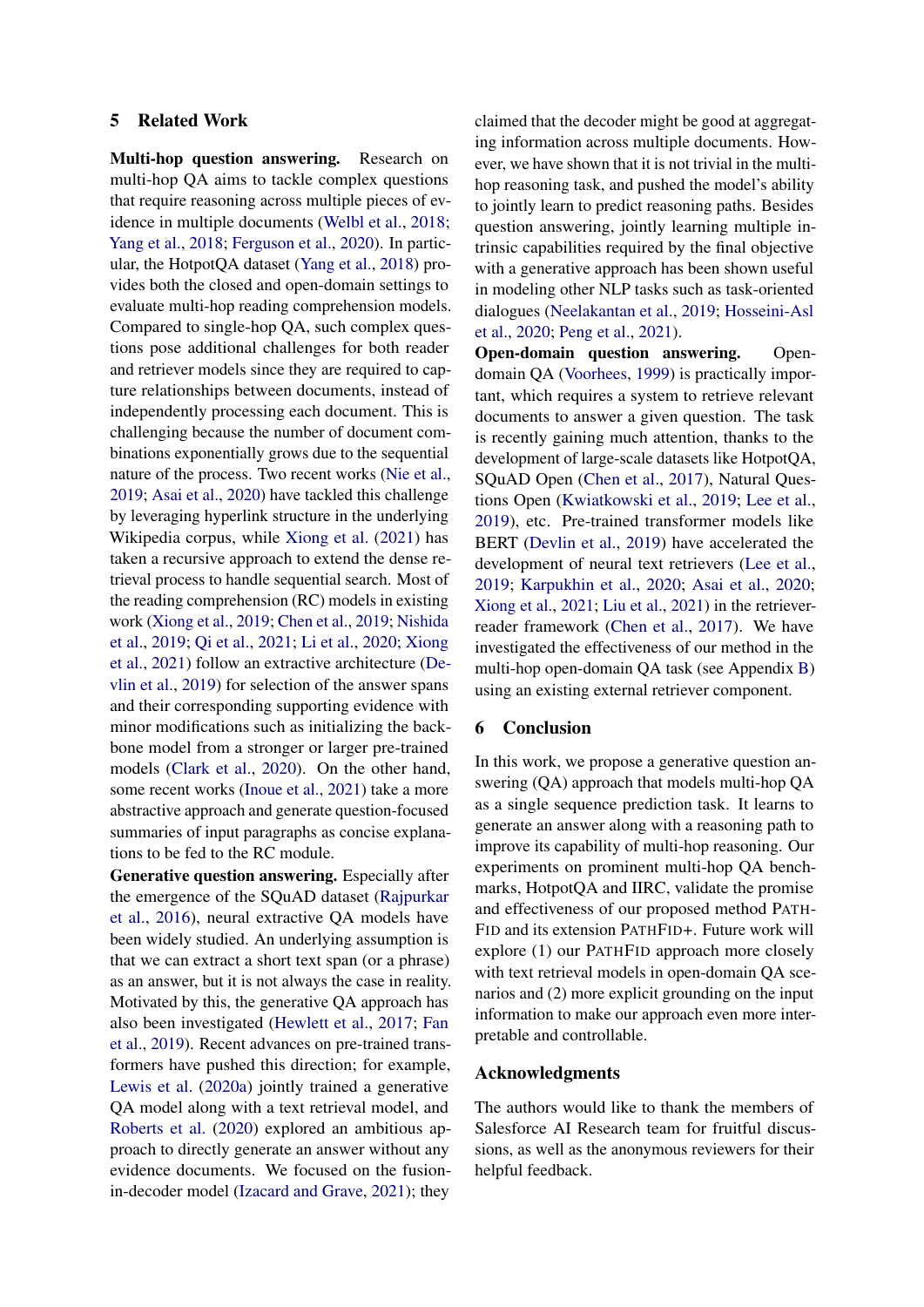## 5 Related Work

**Multi-hop question answering.** Research on multi-hop QA aims to tackle complex questions that require reasoning across multiple pieces of evidence in multiple documents (Welbl et al., 2018; Yang et al., 2018; Ferguson et al., 2020). In particular, the HotpotQA dataset (Yang et al., 2018) provides both the closed and open-domain settings to evaluate multi-hop reading comprehension models. Compared to single-hop QA, such complex questions pose additional challenges for both reader and retriever models since they are required to capture relationships between documents, instead of independently processing each document. This is challenging because the number of document combinations exponentially grows due to the sequential nature of the process. Two recent works (Nie et al., 2019; Asai et al., 2020) have tackled this challenge by leveraging hyperlink structure in the underlying Wikipedia corpus, while Xiong et al. (2021) has taken a recursive approach to extend the dense retrieval process to handle sequential search. Most of the reading comprehension (RC) models in existing work (Xiong et al., 2019; Chen et al., 2019; Nishida et al., 2019; Qi et al., 2021; Li et al., 2020; Xiong et al., 2021) follow an extractive architecture (Devlin et al., 2019) for selection of the answer spans and their corresponding supporting evidence with minor modifications such as initializing the backbone model from a stronger or larger pre-trained models (Clark et al., 2020). On the other hand, some recent works (Inoue et al., 2021) take a more abstractive approach and generate question-focused summaries of input paragraphs as concise explanations to be fed to the RC module.

**Generative question answering.** Especially after the emergence of the SQuAD dataset (Rajpurkar et al., 2016), neural extractive QA models have been widely studied. An underlying assumption is that we can extract a short text span (or a phrase) as an answer, but it is not always the case in reality. Motivated by this, the generative QA approach has also been investigated (Hewlett et al., 2017; Fan et al., 2019). Recent advances on pre-trained transformers have pushed this direction; for example, Lewis et al. (2020a) jointly trained a generative QA model along with a text retrieval model, and Roberts et al. (2020) explored an ambitious approach to directly generate an answer without any evidence documents. We focused on the fusion-in-decoder model (Izacard and Grave, 2021); they claimed that the decoder might be good at aggregating information across multiple documents. However, we have shown that it is not trivial in the multi-hop reasoning task, and pushed the model's ability to jointly learn to predict reasoning paths. Besides question answering, jointly learning multiple intrinsic capabilities required by the final objective with a generative approach has been shown useful in modeling other NLP tasks such as task-oriented dialogues (Neelakantan et al., 2019; Hosseini-Asl et al., 2020; Peng et al., 2021).

**Open-domain question answering.** Open-domain QA (Voorhees, 1999) is practically important, which requires a system to retrieve relevant documents to answer a given question. The task is recently gaining much attention, thanks to the development of large-scale datasets like HotpotQA, SQuAD Open (Chen et al., 2017), Natural Questions Open (Kwiatkowski et al., 2019; Lee et al., 2019), etc. Pre-trained transformer models like BERT (Devlin et al., 2019) have accelerated the development of neural text retrievers (Lee et al., 2019; Karpukhin et al., 2020; Asai et al., 2020; Xiong et al., 2021; Liu et al., 2021) in the retriever-reader framework (Chen et al., 2017). We have investigated the effectiveness of our method in the multi-hop open-domain QA task (see Appendix B) using an existing external retriever component.

## 6 Conclusion

In this work, we propose a generative question answering (QA) approach that models multi-hop QA as a single sequence prediction task. It learns to generate an answer along with a reasoning path to improve its capability of multi-hop reasoning. Our experiments on prominent multi-hop QA benchmarks, HotpotQA and IIRC, validate the promise and effectiveness of our proposed method PATHFID and its extension PATHFID+. Future work will explore (1) our PATHFID approach more closely with text retrieval models in open-domain QA scenarios and (2) more explicit grounding on the input information to make our approach even more interpretable and controllable.

## Acknowledgments

The authors would like to thank the members of Salesforce AI Research team for fruitful discussions, as well as the anonymous reviewers for their helpful feedback.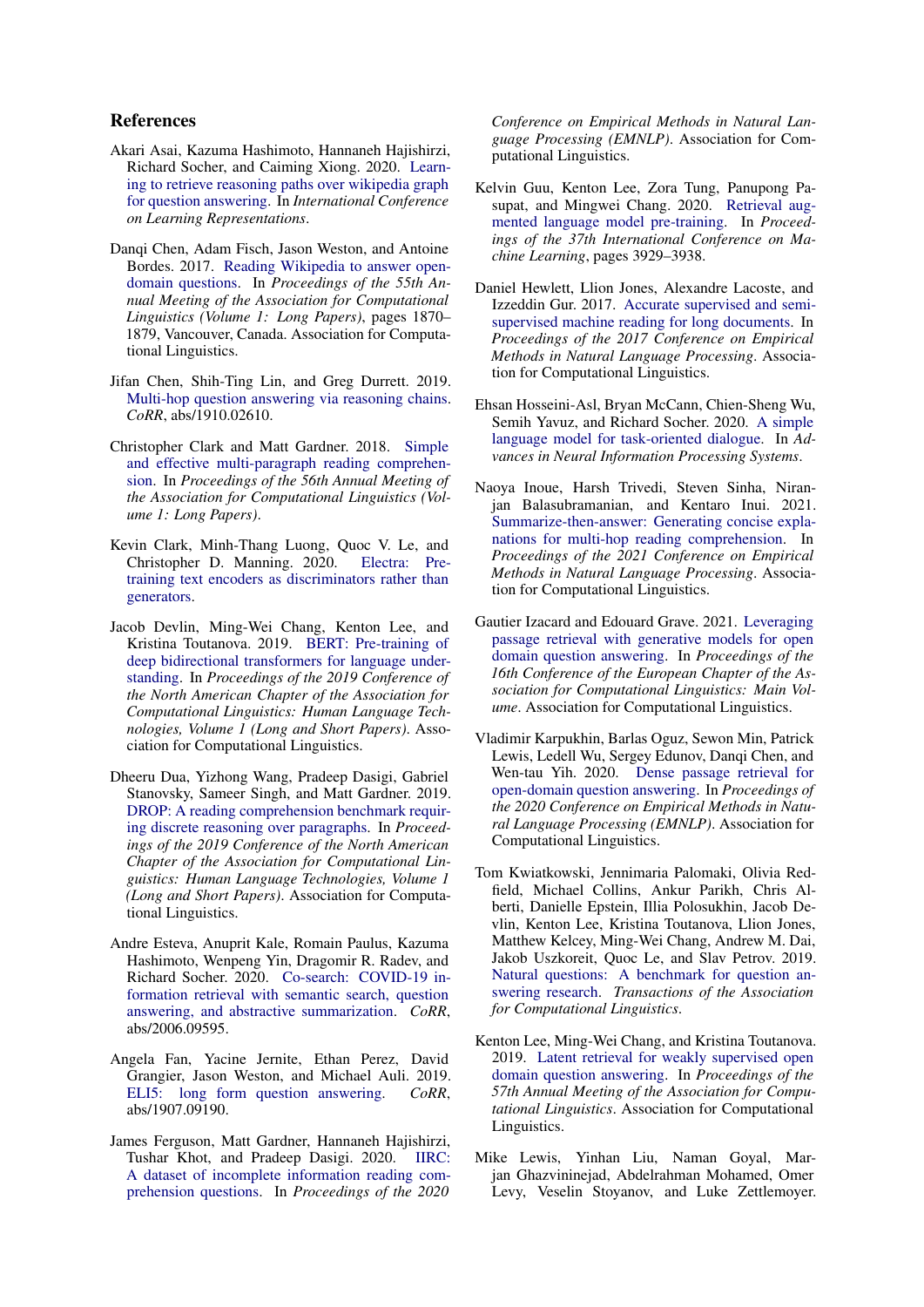## References

Akari Asai, Kazuma Hashimoto, Hannaneh Hajishirzi, Richard Socher, and Caiming Xiong. 2020. Learning to retrieve reasoning paths over wikipedia graph for question answering. In *International Conference on Learning Representations*.

Danqi Chen, Adam Fisch, Jason Weston, and Antoine Bordes. 2017. Reading Wikipedia to answer open-domain questions. In *Proceedings of the 55th Annual Meeting of the Association for Computational Linguistics (Volume 1: Long Papers)*, pages 1870–1879, Vancouver, Canada. Association for Computational Linguistics.

Jifan Chen, Shih-Ting Lin, and Greg Durrett. 2019. Multi-hop question answering via reasoning chains. *CoRR*, abs/1910.02610.

Christopher Clark and Matt Gardner. 2018. Simple and effective multi-paragraph reading comprehension. In *Proceedings of the 56th Annual Meeting of the Association for Computational Linguistics (Volume 1: Long Papers)*.

Kevin Clark, Minh-Thang Luong, Quoc V. Le, and Christopher D. Manning. 2020. Electra: Pre-training text encoders as discriminators rather than generators.

Jacob Devlin, Ming-Wei Chang, Kenton Lee, and Kristina Toutanova. 2019. BERT: Pre-training of deep bidirectional transformers for language understanding. In *Proceedings of the 2019 Conference of the North American Chapter of the Association for Computational Linguistics: Human Language Technologies, Volume 1 (Long and Short Papers)*. Association for Computational Linguistics.

Dheeru Dua, Yizhong Wang, Pradeep Dasigi, Gabriel Stanovsky, Sameer Singh, and Matt Gardner. 2019. DROP: A reading comprehension benchmark requiring discrete reasoning over paragraphs. In *Proceedings of the 2019 Conference of the North American Chapter of the Association for Computational Linguistics: Human Language Technologies, Volume 1 (Long and Short Papers)*. Association for Computational Linguistics.

Andre Esteva, Anuprit Kale, Romain Paulus, Kazuma Hashimoto, Wenpeng Yin, Dragomir R. Radev, and Richard Socher. 2020. Co-search: COVID-19 information retrieval with semantic search, question answering, and abstractive summarization. *CoRR*, abs/2006.09595.

Angela Fan, Yacine Jernite, Ethan Perez, David Grangier, Jason Weston, and Michael Auli. 2019. ELI5: long form question answering. *CoRR*, abs/1907.09190.

James Ferguson, Matt Gardner, Hannaneh Hajishirzi, Tushar Khot, and Pradeep Dasigi. 2020. IIRC: A dataset of incomplete information reading comprehension questions. In *Proceedings of the 2020 Conference on Empirical Methods in Natural Language Processing (EMNLP)*. Association for Computational Linguistics.

Kelvin Guu, Kenton Lee, Zora Tung, Panupong Pasupat, and Mingwei Chang. 2020. Retrieval augmented language model pre-training. In *Proceedings of the 37th International Conference on Machine Learning*, pages 3929–3938.

Daniel Hewlett, Llion Jones, Alexandre Lacoste, and Izzeddin Gur. 2017. Accurate supervised and semi-supervised machine reading for long documents. In *Proceedings of the 2017 Conference on Empirical Methods in Natural Language Processing*. Association for Computational Linguistics.

Ehsan Hosseini-Asl, Bryan McCann, Chien-Sheng Wu, Semih Yavuz, and Richard Socher. 2020. A simple language model for task-oriented dialogue. In *Advances in Neural Information Processing Systems*.

Naoya Inoue, Harsh Trivedi, Steven Sinha, Niranjan Balasubramanian, and Kentaro Inui. 2021. Summarize-then-answer: Generating concise explanations for multi-hop reading comprehension. In *Proceedings of the 2021 Conference on Empirical Methods in Natural Language Processing*. Association for Computational Linguistics.

Gautier Izacard and Edouard Grave. 2021. Leveraging passage retrieval with generative models for open domain question answering. In *Proceedings of the 16th Conference of the European Chapter of the Association for Computational Linguistics: Main Volume*. Association for Computational Linguistics.

Vladimir Karpukhin, Barlas Oguz, Sewon Min, Patrick Lewis, Ledell Wu, Sergey Edunov, Danqi Chen, and Wen-tau Yih. 2020. Dense passage retrieval for open-domain question answering. In *Proceedings of the 2020 Conference on Empirical Methods in Natural Language Processing (EMNLP)*. Association for Computational Linguistics.

Tom Kwiatkowski, Jennimaria Palomaki, Olivia Redfield, Michael Collins, Ankur Parikh, Chris Alberti, Danielle Epstein, Illia Polosukhin, Jacob Devlin, Kenton Lee, Kristina Toutanova, Llion Jones, Matthew Kelcey, Ming-Wei Chang, Andrew M. Dai, Jakob Uszkoreit, Quoc Le, and Slav Petrov. 2019. Natural questions: A benchmark for question answering research. *Transactions of the Association for Computational Linguistics*.

Kenton Lee, Ming-Wei Chang, and Kristina Toutanova. 2019. Latent retrieval for weakly supervised open domain question answering. In *Proceedings of the 57th Annual Meeting of the Association for Computational Linguistics*. Association for Computational Linguistics.

Mike Lewis, Yinhan Liu, Naman Goyal, Marjan Ghazvininejad, Abdelrahman Mohamed, Omer Levy, Veselin Stoyanov, and Luke Zettlemoyer.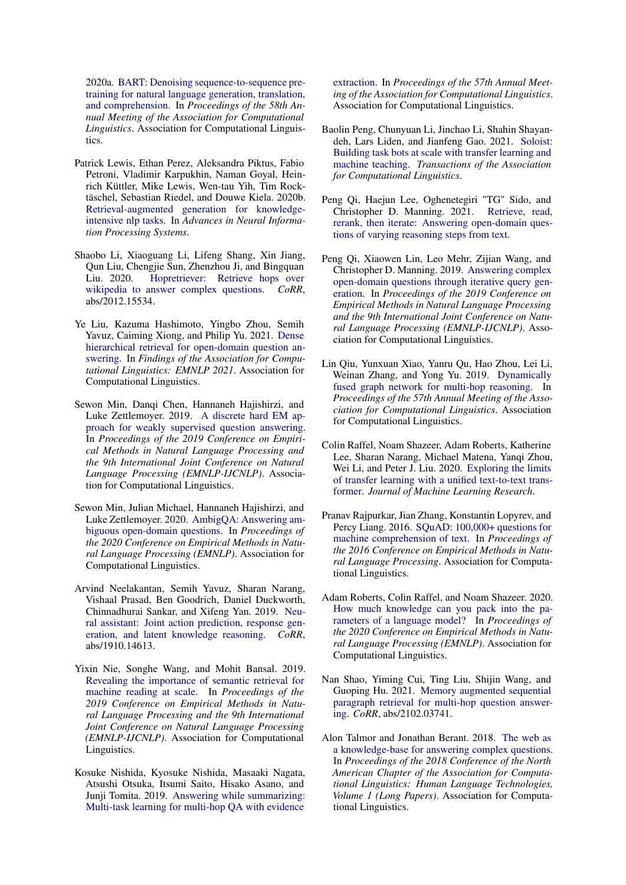2020a. BART: Denoising sequence-to-sequence pre-training for natural language generation, translation, and comprehension. In *Proceedings of the 58th Annual Meeting of the Association for Computational Linguistics*. Association for Computational Linguistics.

Patrick Lewis, Ethan Perez, Aleksandra Piktus, Fabio Petroni, Vladimir Karpukhin, Naman Goyal, Heinrich Küttler, Mike Lewis, Wen-tau Yih, Tim Rocktäschel, Sebastian Riedel, and Douwe Kiela. 2020b. Retrieval-augmented generation for knowledge-intensive nlp tasks. In *Advances in Neural Information Processing Systems*.

Shaobo Li, Xiaoguang Li, Lifeng Shang, Xin Jiang, Qun Liu, Chengjie Sun, Zhenzhou Ji, and Bingquan Liu. 2020. Hopretriever: Retrieve hops over wikipedia to answer complex questions. *CoRR*, abs/2012.15534.

Ye Liu, Kazuma Hashimoto, Yingbo Zhou, Semih Yavuz, Caiming Xiong, and Philip Yu. 2021. Dense hierarchical retrieval for open-domain question answering. In *Findings of the Association for Computational Linguistics: EMNLP 2021*. Association for Computational Linguistics.

Sewon Min, Danqi Chen, Hannaneh Hajishirzi, and Luke Zettlemoyer. 2019. A discrete hard EM approach for weakly supervised question answering. In *Proceedings of the 2019 Conference on Empirical Methods in Natural Language Processing and the 9th International Joint Conference on Natural Language Processing (EMNLP-IJCNLP)*. Association for Computational Linguistics.

Sewon Min, Julian Michael, Hannaneh Hajishirzi, and Luke Zettlemoyer. 2020. AmbigQA: Answering ambiguous open-domain questions. In *Proceedings of the 2020 Conference on Empirical Methods in Natural Language Processing (EMNLP)*. Association for Computational Linguistics.

Arvind Neelakantan, Semih Yavuz, Sharan Narang, Vishaal Prasad, Ben Goodrich, Daniel Duckworth, Chinnadhurai Sankar, and Xifeng Yan. 2019. Neural assistant: Joint action prediction, response generation, and latent knowledge reasoning. *CoRR*, abs/1910.14613.

Yixin Nie, Songhe Wang, and Mohit Bansal. 2019. Revealing the importance of semantic retrieval for machine reading at scale. In *Proceedings of the 2019 Conference on Empirical Methods in Natural Language Processing and the 9th International Joint Conference on Natural Language Processing (EMNLP-IJCNLP)*. Association for Computational Linguistics.

Kosuke Nishida, Kyosuke Nishida, Masaaki Nagata, Atsushi Otsuka, Itsumi Saito, Hisako Asano, and Junji Tomita. 2019. Answering while summarizing: Multi-task learning for multi-hop QA with evidence extraction. In *Proceedings of the 57th Annual Meeting of the Association for Computational Linguistics*. Association for Computational Linguistics.

Baolin Peng, Chunyuan Li, Jinchao Li, Shahin Shayandeh, Lars Liden, and Jianfeng Gao. 2021. Soloist: Building task bots at scale with transfer learning and machine teaching. *Transactions of the Association for Computational Linguistics*.

Peng Qi, Haejun Lee, Oghenetegiri "TG" Sido, and Christopher D. Manning. 2021. Retrieve, read, rerank, then iterate: Answering open-domain questions of varying reasoning steps from text.

Peng Qi, Xiaowen Lin, Leo Mehr, Zijian Wang, and Christopher D. Manning. 2019. Answering complex open-domain questions through iterative query generation. In *Proceedings of the 2019 Conference on Empirical Methods in Natural Language Processing and the 9th International Joint Conference on Natural Language Processing (EMNLP-IJCNLP)*. Association for Computational Linguistics.

Lin Qiu, Yunxuan Xiao, Yanru Qu, Hao Zhou, Lei Li, Weinan Zhang, and Yong Yu. 2019. Dynamically fused graph network for multi-hop reasoning. In *Proceedings of the 57th Annual Meeting of the Association for Computational Linguistics*. Association for Computational Linguistics.

Colin Raffel, Noam Shazeer, Adam Roberts, Katherine Lee, Sharan Narang, Michael Matena, Yanqi Zhou, Wei Li, and Peter J. Liu. 2020. Exploring the limits of transfer learning with a unified text-to-text transformer. *Journal of Machine Learning Research*.

Pranav Rajpurkar, Jian Zhang, Konstantin Lopyrev, and Percy Liang. 2016. SQuAD: 100,000+ questions for machine comprehension of text. In *Proceedings of the 2016 Conference on Empirical Methods in Natural Language Processing*. Association for Computational Linguistics.

Adam Roberts, Colin Raffel, and Noam Shazeer. 2020. How much knowledge can you pack into the parameters of a language model? In *Proceedings of the 2020 Conference on Empirical Methods in Natural Language Processing (EMNLP)*. Association for Computational Linguistics.

Nan Shao, Yiming Cui, Ting Liu, Shijin Wang, and Guoping Hu. 2021. Memory augmented sequential paragraph retrieval for multi-hop question answering. *CoRR*, abs/2102.03741.

Alon Talmor and Jonathan Berant. 2018. The web as a knowledge-base for answering complex questions. In *Proceedings of the 2018 Conference of the North American Chapter of the Association for Computational Linguistics: Human Language Technologies, Volume 1 (Long Papers)*. Association for Computational Linguistics.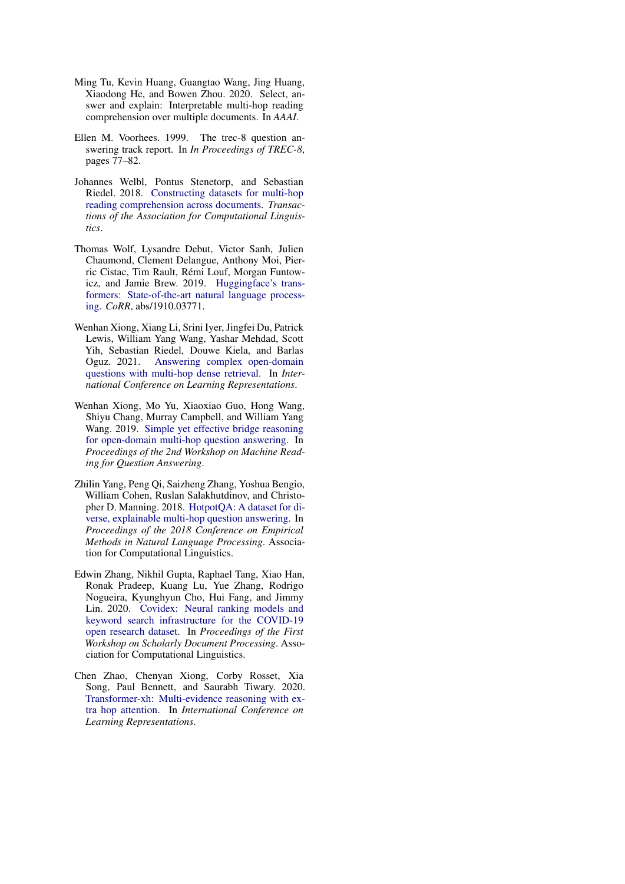Ming Tu, Kevin Huang, Guangtao Wang, Jing Huang, Xiaodong He, and Bowen Zhou. 2020. Select, answer and explain: Interpretable multi-hop reading comprehension over multiple documents. In *AAAI*.

Ellen M. Voorhees. 1999. The trec-8 question answering track report. In *In Proceedings of TREC-8*, pages 77–82.

Johannes Welbl, Pontus Stenetorp, and Sebastian Riedel. 2018. Constructing datasets for multi-hop reading comprehension across documents. *Transactions of the Association for Computational Linguistics*.

Thomas Wolf, Lysandre Debut, Victor Sanh, Julien Chaumond, Clement Delangue, Anthony Moi, Pierric Cistac, Tim Rault, Rémi Louf, Morgan Funtowicz, and Jamie Brew. 2019. Huggingface's transformers: State-of-the-art natural language processing. *CoRR*, abs/1910.03771.

Wenhan Xiong, Xiang Li, Srini Iyer, Jingfei Du, Patrick Lewis, William Yang Wang, Yashar Mehdad, Scott Yih, Sebastian Riedel, Douwe Kiela, and Barlas Oguz. 2021. Answering complex open-domain questions with multi-hop dense retrieval. In *International Conference on Learning Representations*.

Wenhan Xiong, Mo Yu, Xiaoxiao Guo, Hong Wang, Shiyu Chang, Murray Campbell, and William Yang Wang. 2019. Simple yet effective bridge reasoning for open-domain multi-hop question answering. In *Proceedings of the 2nd Workshop on Machine Reading for Question Answering*.

Zhilin Yang, Peng Qi, Saizheng Zhang, Yoshua Bengio, William Cohen, Ruslan Salakhutdinov, and Christopher D. Manning. 2018. HotpotQA: A dataset for diverse, explainable multi-hop question answering. In *Proceedings of the 2018 Conference on Empirical Methods in Natural Language Processing*. Association for Computational Linguistics.

Edwin Zhang, Nikhil Gupta, Raphael Tang, Xiao Han, Ronak Pradeep, Kuang Lu, Yue Zhang, Rodrigo Nogueira, Kyunghyun Cho, Hui Fang, and Jimmy Lin. 2020. Covidex: Neural ranking models and keyword search infrastructure for the COVID-19 open research dataset. In *Proceedings of the First Workshop on Scholarly Document Processing*. Association for Computational Linguistics.

Chen Zhao, Chenyan Xiong, Corby Rosset, Xia Song, Paul Bennett, and Saurabh Tiwary. 2020. Transformer-xh: Multi-evidence reasoning with extra hop attention. In *International Conference on Learning Representations*.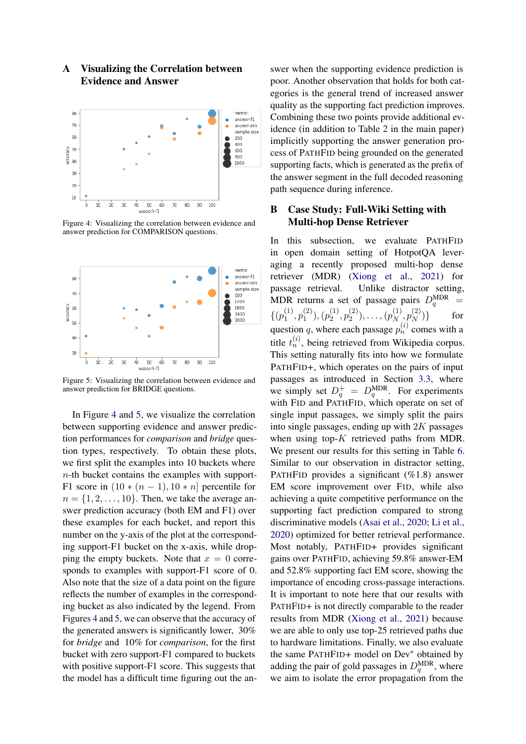## A Visualizing the Correlation between Evidence and Answer

Figure 4: Visualizing the correlation between evidence and answer prediction for COMPARISON questions.

Figure 5: Visualizing the correlation between evidence and answer prediction for BRIDGE questions.

In Figure 4 and 5, we visualize the correlation between supporting evidence and answer prediction performances for *comparison* and *bridge* question types, respectively. To obtain these plots, we first split the examples into 10 buckets where $n$-th bucket contains the examples with support-F1 score in $(10 * (n-1), 10 * n]$ percentile for $n = \{1, 2, \ldots, 10\}$. Then, we take the average answer prediction accuracy (both EM and F1) over these examples for each bucket, and report this number on the y-axis of the plot at the corresponding support-F1 bucket on the x-axis, while dropping the empty buckets. Note that $x = 0$ corresponds to examples with support-F1 score of 0. Also note that the size of a data point on the figure reflects the number of examples in the corresponding bucket as also indicated by the legend. From Figures 4 and 5, we can observe that the accuracy of the generated answers is significantly lower, 30% for *bridge* and 10% for *comparison*, for the first bucket with zero support-F1 compared to buckets with positive support-F1 score. This suggests that the model has a difficult time figuring out the answer when the supporting evidence prediction is poor. Another observation that holds for both categories is the general trend of increased answer quality as the supporting fact prediction improves. Combining these two points provide additional evidence (in addition to Table 2 in the main paper) implicitly supporting the answer generation process of PATHFID being grounded on the generated supporting facts, which is generated as the prefix of the answer segment in the full decoded reasoning path sequence during inference.

## B Case Study: Full-Wiki Setting with Multi-hop Dense Retriever

In this subsection, we evaluate PATHFID in open domain setting of HotpotQA leveraging a recently proposed multi-hop dense retriever (MDR) (Xiong et al., 2021) for passage retrieval. Unlike distractor setting, MDR returns a set of passage pairs $D_q^{\text{MDR}} = \{(p_1^{(1)}, p_1^{(2)}), (p_2^{(1)}, p_2^{(2)}), \ldots, (p_N^{(1)}, p_N^{(2)})\}$ for question $q$, where each passage $p_n^{(i)}$ comes with a title $t_n^{(i)}$, being retrieved from Wikipedia corpus. This setting naturally fits into how we formulate PATHFID+, which operates on the pairs of input passages as introduced in Section 3.3, where we simply set $D_q^+ = D_q^{\text{MDR}}$. For experiments with FID and PATHFID, which operate on set of single input passages, we simply split the pairs into single passages, ending up with $2K$ passages when using top-$K$ retrieved paths from MDR. We present our results for this setting in Table 6. Similar to our observation in distractor setting, PATHFID provides a significant (%1.8) answer EM score improvement over FID, while also achieving a quite competitive performance on the supporting fact prediction compared to strong discriminative models (Asai et al., 2020; Li et al., 2020) optimized for better retrieval performance. Most notably, PATHFID+ provides significant gains over PATHFID, achieving 59.8% answer-EM and 52.8% supporting fact EM score, showing the importance of encoding cross-passage interactions. It is important to note here that our results with PATHFID+ is not directly comparable to the reader results from MDR (Xiong et al., 2021) because we are able to only use top-25 retrieved paths due to hardware limitations. Finally, we also evaluate the same PATHFID+ model on Dev* obtained by adding the pair of gold passages in $D_q^{\text{MDR}}$, where we aim to isolate the error propagation from the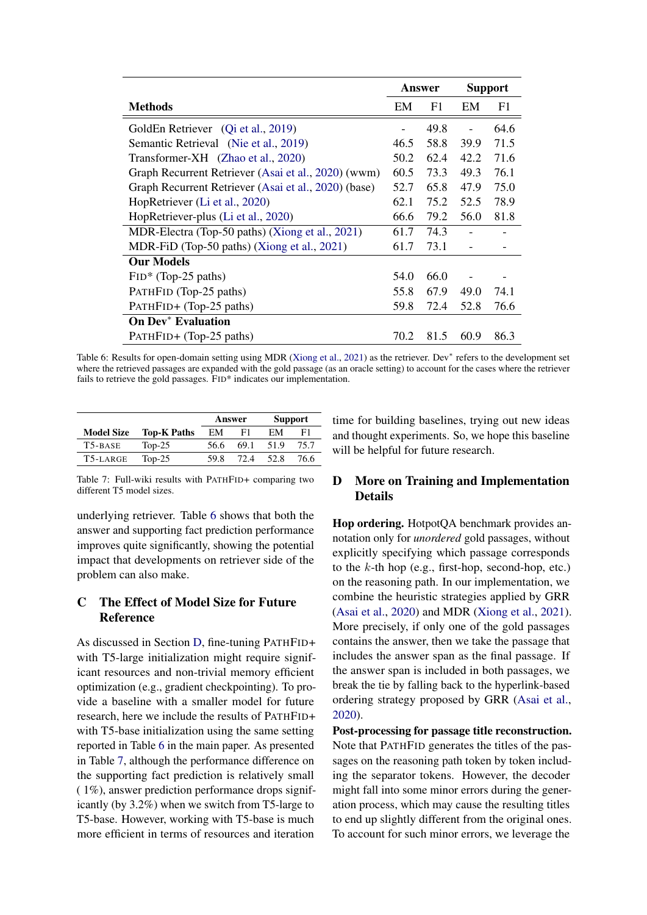| Methods | Answer | | Support | |
|---|---|---|---|---|
| | EM | F1 | EM | F1 |
| GoldEn Retriever (Qi et al., 2019) | - | 49.8 | - | 64.6 |
| Semantic Retrieval (Nie et al., 2019) | 46.5 | 58.8 | 39.9 | 71.5 |
| Transformer-XH (Zhao et al., 2020) | 50.2 | 62.4 | 42.2 | 71.6 |
| Graph Recurrent Retriever (Asai et al., 2020) (wwm) | 60.5 | 73.3 | 49.3 | 76.1 |
| Graph Recurrent Retriever (Asai et al., 2020) (base) | 52.7 | 65.8 | 47.9 | 75.0 |
| HopRetriever (Li et al., 2020) | 62.1 | 75.2 | 52.5 | 78.9 |
| HopRetriever-plus (Li et al., 2020) | 66.6 | 79.2 | 56.0 | 81.8 |
| MDR-Electra (Top-50 paths) (Xiong et al., 2021) | 61.7 | 74.3 | - | - |
| MDR-FiD (Top-50 paths) (Xiong et al., 2021) | 61.7 | 73.1 | - | - |
| **Our Models** | | | | |
| FID* (Top-25 paths) | 54.0 | 66.0 | - | - |
| PATHFID (Top-25 paths) | 55.8 | 67.9 | 49.0 | 74.1 |
| PATHFID+ (Top-25 paths) | 59.8 | 72.4 | 52.8 | 76.6 |
| **On Dev* Evaluation** | | | | |
| PATHFID+ (Top-25 paths) | 70.2 | 81.5 | 60.9 | 86.3 |

Table 6: Results for open-domain setting using MDR (Xiong et al., 2021) as the retriever. Dev* refers to the development set where the retrieved passages are expanded with the gold passage (as an oracle setting) to account for the cases where the retriever fails to retrieve the gold passages. FID* indicates our implementation.

| Model Size | Top-K Paths | Answer | | Support | |
|---|---|---|---|---|---|
| | | EM | F1 | EM | F1 |
| T5-BASE | Top-25 | 56.6 | 69.1 | 51.9 | 75.7 |
| T5-LARGE | Top-25 | 59.8 | 72.4 | 52.8 | 76.6 |

Table 7: Full-wiki results with PATHFID+ comparing two different T5 model sizes.

underlying retriever. Table 6 shows that both the answer and supporting fact prediction performance improves quite significantly, showing the potential impact that developments on retriever side of the problem can also make.

# C The Effect of Model Size for Future Reference

As discussed in Section D, fine-tuning PATHFID+ with T5-large initialization might require significant resources and non-trivial memory efficient optimization (e.g., gradient checkpointing). To provide a baseline with a smaller model for future research, here we include the results of PATHFID+ with T5-base initialization using the same setting reported in Table 6 in the main paper. As presented in Table 7, although the performance difference on the supporting fact prediction is relatively small ( 1%), answer prediction performance drops significantly (by 3.2%) when we switch from T5-large to T5-base. However, working with T5-base is much more efficient in terms of resources and iteration time for building baselines, trying out new ideas and thought experiments. So, we hope this baseline will be helpful for future research.

# D More on Training and Implementation Details

**Hop ordering.** HotpotQA benchmark provides annotation only for *unordered* gold passages, without explicitly specifying which passage corresponds to the $k$-th hop (e.g., first-hop, second-hop, etc.) on the reasoning path. In our implementation, we combine the heuristic strategies applied by GRR (Asai et al., 2020) and MDR (Xiong et al., 2021). More precisely, if only one of the gold passages contains the answer, then we take the passage that includes the answer span as the final passage. If the answer span is included in both passages, we break the tie by falling back to the hyperlink-based ordering strategy proposed by GRR (Asai et al., 2020).

**Post-processing for passage title reconstruction.** Note that PATHFID generates the titles of the passages on the reasoning path token by token including the separator tokens. However, the decoder might fall into some minor errors during the generation process, which may cause the resulting titles to end up slightly different from the original ones. To account for such minor errors, we leverage the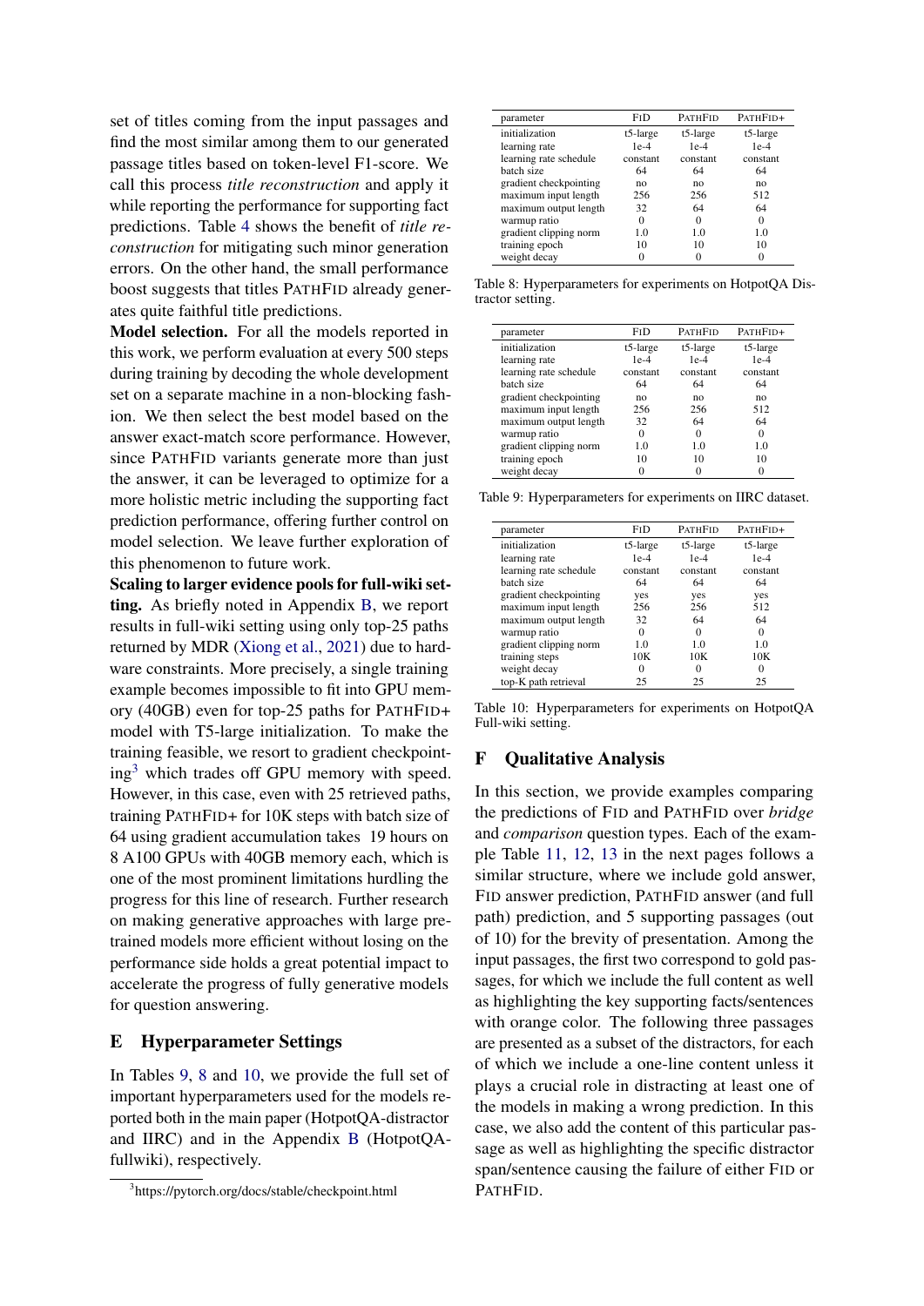set of titles coming from the input passages and find the most similar among them to our generated passage titles based on token-level F1-score. We call this process *title reconstruction* and apply it while reporting the performance for supporting fact predictions. Table 4 shows the benefit of *title reconstruction* for mitigating such minor generation errors. On the other hand, the small performance boost suggests that titles PATHFID already generates quite faithful title predictions.

**Model selection.** For all the models reported in this work, we perform evaluation at every 500 steps during training by decoding the whole development set on a separate machine in a non-blocking fashion. We then select the best model based on the answer exact-match score performance. However, since PATHFID variants generate more than just the answer, it can be leveraged to optimize for a more holistic metric including the supporting fact prediction performance, offering further control on model selection. We leave further exploration of this phenomenon to future work.

**Scaling to larger evidence pools for full-wiki setting.** As briefly noted in Appendix B, we report results in full-wiki setting using only top-25 paths returned by MDR (Xiong et al., 2021) due to hardware constraints. More precisely, a single training example becomes impossible to fit into GPU memory (40GB) even for top-25 paths for PATHFID+ model with T5-large initialization. To make the training feasible, we resort to gradient checkpointing[3] which trades off GPU memory with speed. However, in this case, even with 25 retrieved paths, training PATHFID+ for 10K steps with batch size of 64 using gradient accumulation takes 19 hours on 8 A100 GPUs with 40GB memory each, which is one of the most prominent limitations hurdling the progress for this line of research. Further research on making generative approaches with large pretrained models more efficient without losing on the performance side holds a great potential impact to accelerate the progress of fully generative models for question answering.

## E Hyperparameter Settings

In Tables 9, 8 and 10, we provide the full set of important hyperparameters used for the models reported both in the main paper (HotpotQA-distractor and IIRC) and in the Appendix B (HotpotQA-fullwiki), respectively.

[3] https://pytorch.org/docs/stable/checkpoint.html

| parameter | FID | PATHFID | PATHFID+ |
|---|---|---|---|
| initialization | t5-large | t5-large | t5-large |
| learning rate | 1e-4 | 1e-4 | 1e-4 |
| learning rate schedule | constant | constant | constant |
| batch size | 64 | 64 | 64 |
| gradient checkpointing | no | no | no |
| maximum input length | 256 | 256 | 512 |
| maximum output length | 32 | 64 | 64 |
| warmup ratio | 0 | 0 | 0 |
| gradient clipping norm | 1.0 | 1.0 | 1.0 |
| training epoch | 10 | 10 | 10 |
| weight decay | 0 | 0 | 0 |

Table 8: Hyperparameters for experiments on HotpotQA Distractor setting.

| parameter | FID | PATHFID | PATHFID+ |
|---|---|---|---|
| initialization | t5-large | t5-large | t5-large |
| learning rate | 1e-4 | 1e-4 | 1e-4 |
| learning rate schedule | constant | constant | constant |
| batch size | 64 | 64 | 64 |
| gradient checkpointing | no | no | no |
| maximum input length | 256 | 256 | 512 |
| maximum output length | 32 | 64 | 64 |
| warmup ratio | 0 | 0 | 0 |
| gradient clipping norm | 1.0 | 1.0 | 1.0 |
| training epoch | 10 | 10 | 10 |
| weight decay | 0 | 0 | 0 |

Table 9: Hyperparameters for experiments on IIRC dataset.

| parameter | FID | PATHFID | PATHFID+ |
|---|---|---|---|
| initialization | t5-large | t5-large | t5-large |
| learning rate | 1e-4 | 1e-4 | 1e-4 |
| learning rate schedule | constant | constant | constant |
| batch size | 64 | 64 | 64 |
| gradient checkpointing | yes | yes | yes |
| maximum input length | 256 | 256 | 512 |
| maximum output length | 32 | 64 | 64 |
| warmup ratio | 0 | 0 | 0 |
| gradient clipping norm | 1.0 | 1.0 | 1.0 |
| training steps | 10K | 10K | 10K |
| weight decay | 0 | 0 | 0 |
| top-K path retrieval | 25 | 25 | 25 |

Table 10: Hyperparameters for experiments on HotpotQA Full-wiki setting.

## F Qualitative Analysis

In this section, we provide examples comparing the predictions of FID and PATHFID over *bridge* and *comparison* question types. Each of the example Table 11, 12, 13 in the next pages follows a similar structure, where we include gold answer, FID answer prediction, PATHFID answer (and full path) prediction, and 5 supporting passages (out of 10) for the brevity of presentation. Among the input passages, the first two correspond to gold passages, for which we include the full content as well as highlighting the key supporting facts/sentences with orange color. The following three passages are presented as a subset of the distractors, for each of which we include a one-line content unless it plays a crucial role in distracting at least one of the models in making a wrong prediction. In this case, we also add the content of this particular passage as well as highlighting the specific distractor span/sentence causing the failure of either FID or PATHFID.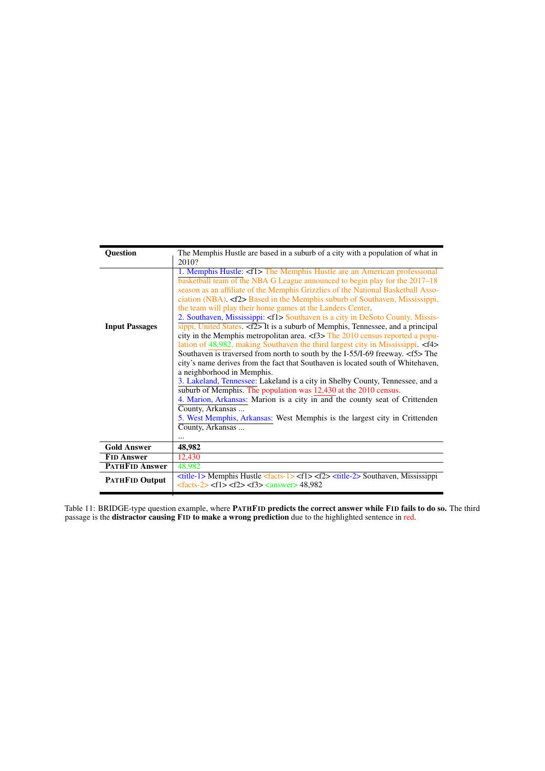| | |
|---|---|
| **Question** | The Memphis Hustle are based in a suburb of a city with a population of what in 2010? |
| **Input Passages** | 1. Memphis Hustle: <f1> The Memphis Hustle are an American professional basketball team of the NBA G League announced to begin play for the 2017–18 season as an affiliate of the Memphis Grizzlies of the National Basketball Association (NBA). <f2> Based in the Memphis suburb of Southaven, Mississippi, the team will play their home games at the Landers Center.<br>2. Southaven, Mississippi: <f1> Southaven is a city in DeSoto County, Mississippi, United States. <f2> It is a suburb of Memphis, Tennessee, and a principal city in the Memphis metropolitan area. <f3> The 2010 census reported a population of 48,982, making Southaven the third largest city in Mississippi. <f4> Southaven is traversed from north to south by the I-55/I-69 freeway. <f5> The city's name derives from the fact that Southaven is located south of Whitehaven, a neighborhood in Memphis.<br>3. Lakeland, Tennessee: Lakeland is a city in Shelby County, Tennessee, and a suburb of Memphis. The population was 12,430 at the 2010 census.<br>4. Marion, Arkansas: Marion is a city in and the county seat of Crittenden County, Arkansas ...<br>5. West Memphis, Arkansas: West Memphis is the largest city in Crittenden County, Arkansas ...<br>... |
| **Gold Answer** | **48,982** |
| **FiD Answer** | 12,430 |
| **PathFiD Answer** | 48,982 |
| **PathFiD Output** | <title-1> Memphis Hustle <facts-1> <f1> <f2> <title-2> Southaven, Mississippi <facts-2> <f1> <f2> <f3> <answer> 48,982 |

Table 11: BRIDGE-type question example, where **PathFiD predicts the correct answer while FiD fails to do so.** The third passage is the **distractor causing FiD to make a wrong prediction** due to the highlighted sentence in red.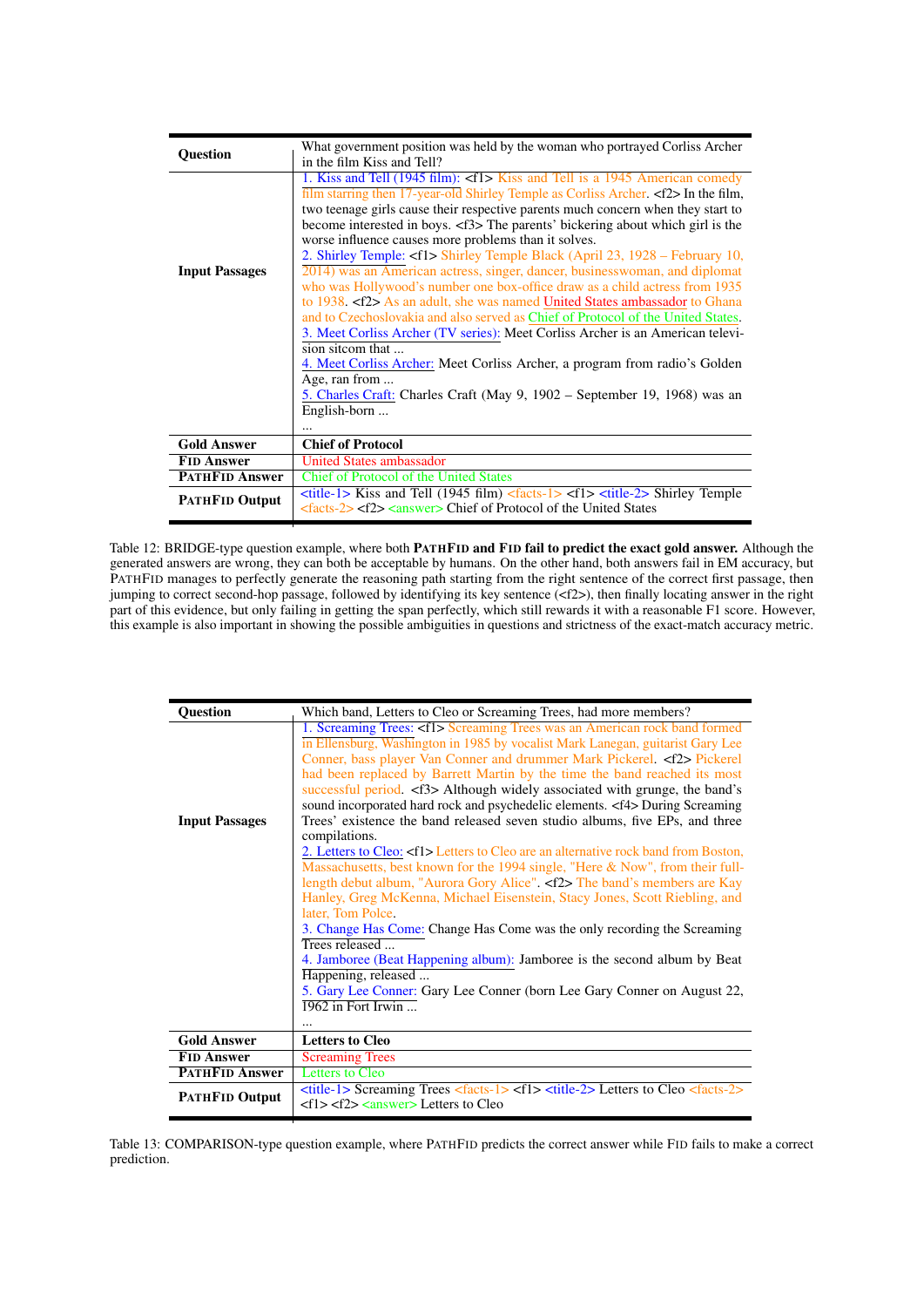| | |
|---|---|
| **Question** | What government position was held by the woman who portrayed Corliss Archer in the film Kiss and Tell? |
| **Input Passages** | 1. Kiss and Tell (1945 film): <f1> Kiss and Tell is a 1945 American comedy film starring then 17-year-old Shirley Temple as Corliss Archer. <f2> In the film, two teenage girls cause their respective parents much concern when they start to become interested in boys. <f3> The parents' bickering about which girl is the worse influence causes more problems than it solves. 2. Shirley Temple: <f1> Shirley Temple Black (April 23, 1928 – February 10, 2014) was an American actress, singer, dancer, businesswoman, and diplomat who was Hollywood's number one box-office draw as a child actress from 1935 to 1938. <f2> As an adult, she was named United States ambassador to Ghana and to Czechoslovakia and also served as Chief of Protocol of the United States. 3. Meet Corliss Archer (TV series): Meet Corliss Archer is an American television sitcom that ... 4. Meet Corliss Archer: Meet Corliss Archer, a program from radio's Golden Age, ran from ... 5. Charles Craft: Charles Craft (May 9, 1902 – September 19, 1968) was an English-born ... ... |
| **Gold Answer** | **Chief of Protocol** |
| **FiD Answer** | United States ambassador |
| **PathFiD Answer** | Chief of Protocol of the United States |
| **PathFiD Output** | <title-1> Kiss and Tell (1945 film) <facts-1> <f1> <title-2> Shirley Temple <facts-2> <f2> <answer> Chief of Protocol of the United States |

Table 12: BRIDGE-type question example, where both **PathFiD and FiD fail to predict the exact gold answer.** Although the generated answers are wrong, they can both be acceptable by humans. On the other hand, both answers fail in EM accuracy, but PathFiD manages to perfectly generate the reasoning path starting from the right sentence of the correct first passage, then jumping to correct second-hop passage, followed by identifying its key sentence (<f2>), then finally locating answer in the right part of this evidence, but only failing in getting the span perfectly, which still rewards it with a reasonable F1 score. However, this example is also important in showing the possible ambiguities in questions and strictness of the exact-match accuracy metric.

| | |
|---|---|
| **Question** | Which band, Letters to Cleo or Screaming Trees, had more members? |
| **Input Passages** | 1. Screaming Trees: <f1> Screaming Trees was an American rock band formed in Ellensburg, Washington in 1985 by vocalist Mark Lanegan, guitarist Gary Lee Conner, bass player Van Conner and drummer Mark Pickerel. <f2> Pickerel had been replaced by Barrett Martin by the time the band reached its most successful period. <f3> Although widely associated with grunge, the band's sound incorporated hard rock and psychedelic elements. <f4> During Screaming Trees' existence the band released seven studio albums, five EPs, and three compilations. 2. Letters to Cleo: <f1> Letters to Cleo are an alternative rock band from Boston, Massachusetts, best known for the 1994 single, "Here & Now", from their full-length debut album, "Aurora Gory Alice". <f2> The band's members are Kay Hanley, Greg McKenna, Michael Eisenstein, Stacy Jones, Scott Riebling, and later, Tom Polce. 3. Change Has Come: Change Has Come was the only recording the Screaming Trees released ... 4. Jamboree (Beat Happening album): Jamboree is the second album by Beat Happening, released ... 5. Gary Lee Conner: Gary Lee Conner (born Lee Gary Conner on August 22, 1962 in Fort Irwin ... ... |
| **Gold Answer** | **Letters to Cleo** |
| **FiD Answer** | Screaming Trees |
| **PathFiD Answer** | Letters to Cleo |
| **PathFiD Output** | <title-1> Screaming Trees <facts-1> <f1> <title-2> Letters to Cleo <facts-2> <f1> <f2> <answer> Letters to Cleo |

Table 13: COMPARISON-type question example, where PathFiD predicts the correct answer while FiD fails to make a correct prediction.